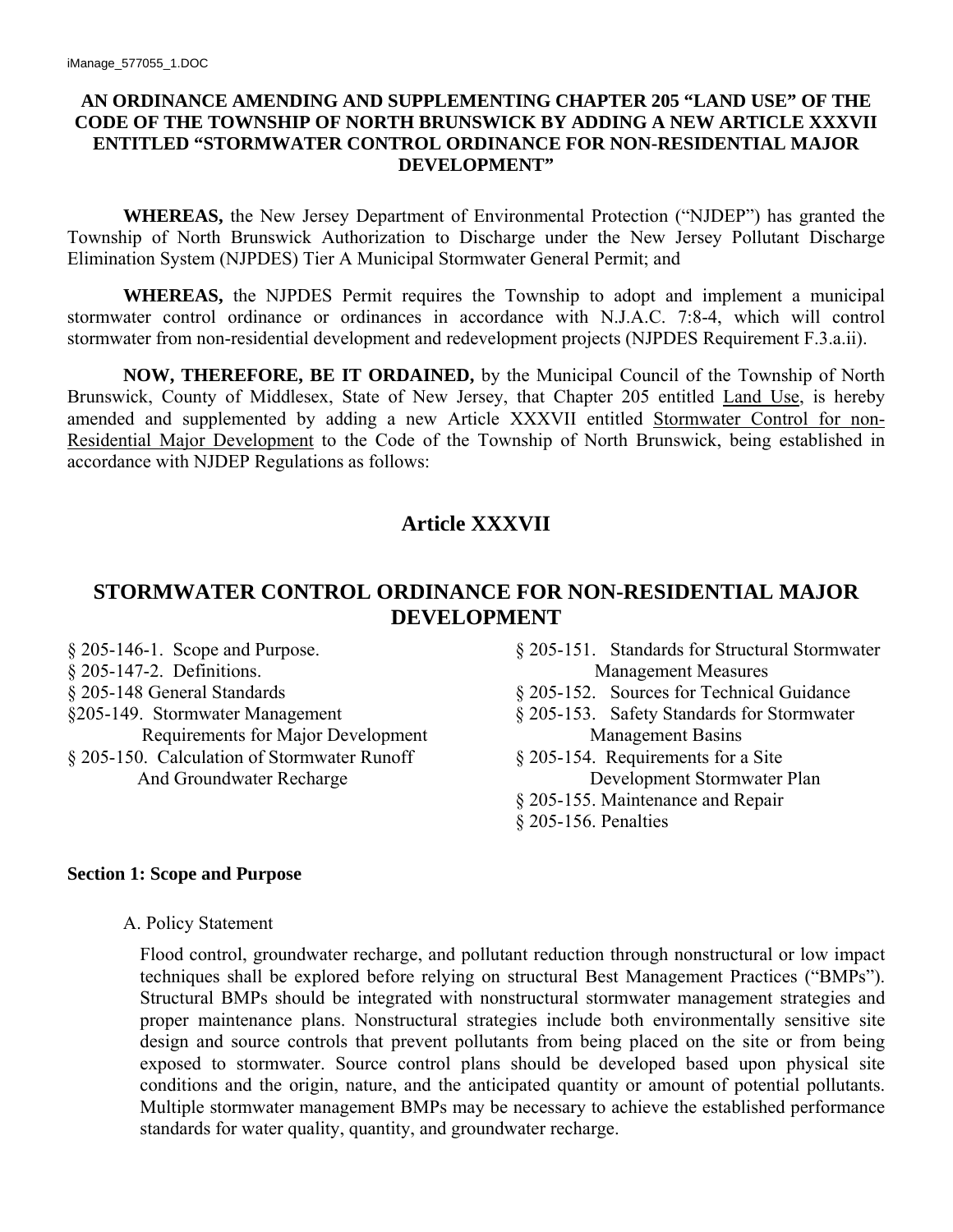iManage_577055_1.DOC

**AN ORDINANCE AMENDING AND SUPPLEMENTING CHAPTER 205 "LAND USE" OF THE CODE OF THE TOWNSHIP OF NORTH BRUNSWICK BY ADDING A NEW ARTICLE XXXVII ENTITLED "STORMWATER CONTROL ORDINANCE FOR NON-RESIDENTIAL MAJOR DEVELOPMENT"**

**WHEREAS,** the New Jersey Department of Environmental Protection ("NJDEP") has granted the Township of North Brunswick Authorization to Discharge under the New Jersey Pollutant Discharge Elimination System (NJPDES) Tier A Municipal Stormwater General Permit; and

**WHEREAS,** the NJPDES Permit requires the Township to adopt and implement a municipal stormwater control ordinance or ordinances in accordance with N.J.A.C. 7:8-4, which will control stormwater from non-residential development and redevelopment projects (NJPDES Requirement F.3.a.ii).

**NOW, THEREFORE, BE IT ORDAINED,** by the Municipal Council of the Township of North Brunswick, County of Middlesex, State of New Jersey, that Chapter 205 entitled Land Use, is hereby amended and supplemented by adding a new Article XXXVII entitled Stormwater Control for non-Residential Major Development to the Code of the Township of North Brunswick, being established in accordance with NJDEP Regulations as follows:

# Article XXXVII

# STORMWATER CONTROL ORDINANCE FOR NON-RESIDENTIAL MAJOR DEVELOPMENT

§ 205-146-1. Scope and Purpose.
§ 205-147-2. Definitions.
§ 205-148 General Standards
§205-149. Stormwater Management Requirements for Major Development
§ 205-150. Calculation of Stormwater Runoff And Groundwater Recharge
§ 205-151. Standards for Structural Stormwater Management Measures
§ 205-152. Sources for Technical Guidance
§ 205-153. Safety Standards for Stormwater Management Basins
§ 205-154. Requirements for a Site Development Stormwater Plan
§ 205-155. Maintenance and Repair
§ 205-156. Penalties

**Section 1: Scope and Purpose**

A. Policy Statement

Flood control, groundwater recharge, and pollutant reduction through nonstructural or low impact techniques shall be explored before relying on structural Best Management Practices ("BMPs"). Structural BMPs should be integrated with nonstructural stormwater management strategies and proper maintenance plans. Nonstructural strategies include both environmentally sensitive site design and source controls that prevent pollutants from being placed on the site or from being exposed to stormwater. Source control plans should be developed based upon physical site conditions and the origin, nature, and the anticipated quantity or amount of potential pollutants. Multiple stormwater management BMPs may be necessary to achieve the established performance standards for water quality, quantity, and groundwater recharge.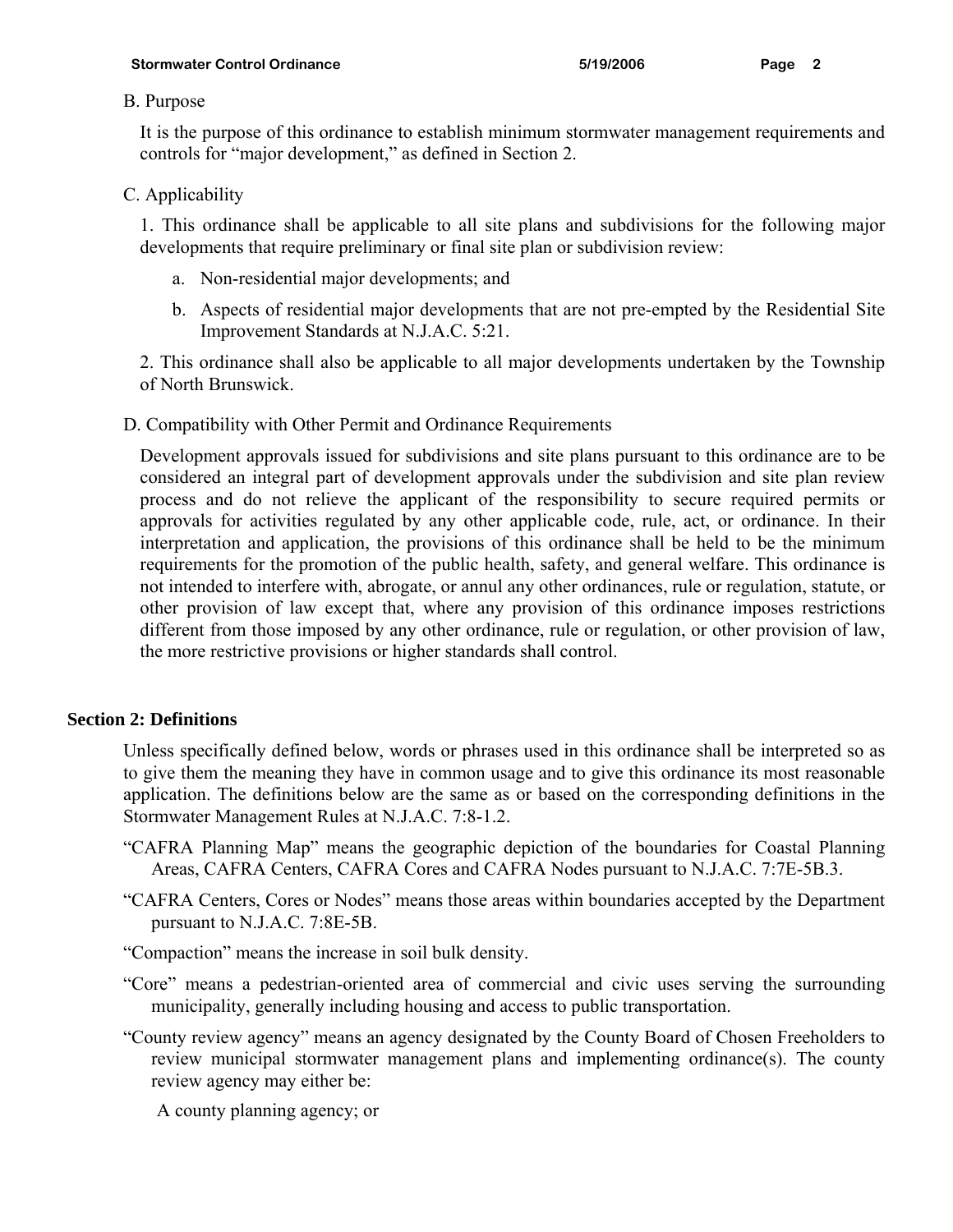B. Purpose

It is the purpose of this ordinance to establish minimum stormwater management requirements and controls for "major development," as defined in Section 2.

C. Applicability

1. This ordinance shall be applicable to all site plans and subdivisions for the following major developments that require preliminary or final site plan or subdivision review:

   a. Non-residential major developments; and

   b. Aspects of residential major developments that are not pre-empted by the Residential Site Improvement Standards at N.J.A.C. 5:21.

2. This ordinance shall also be applicable to all major developments undertaken by the Township of North Brunswick.

D. Compatibility with Other Permit and Ordinance Requirements

Development approvals issued for subdivisions and site plans pursuant to this ordinance are to be considered an integral part of development approvals under the subdivision and site plan review process and do not relieve the applicant of the responsibility to secure required permits or approvals for activities regulated by any other applicable code, rule, act, or ordinance. In their interpretation and application, the provisions of this ordinance shall be held to be the minimum requirements for the promotion of the public health, safety, and general welfare. This ordinance is not intended to interfere with, abrogate, or annul any other ordinances, rule or regulation, statute, or other provision of law except that, where any provision of this ordinance imposes restrictions different from those imposed by any other ordinance, rule or regulation, or other provision of law, the more restrictive provisions or higher standards shall control.

## Section 2: Definitions

Unless specifically defined below, words or phrases used in this ordinance shall be interpreted so as to give them the meaning they have in common usage and to give this ordinance its most reasonable application. The definitions below are the same as or based on the corresponding definitions in the Stormwater Management Rules at N.J.A.C. 7:8-1.2.

"CAFRA Planning Map" means the geographic depiction of the boundaries for Coastal Planning Areas, CAFRA Centers, CAFRA Cores and CAFRA Nodes pursuant to N.J.A.C. 7:7E-5B.3.

"CAFRA Centers, Cores or Nodes" means those areas within boundaries accepted by the Department pursuant to N.J.A.C. 7:8E-5B.

"Compaction" means the increase in soil bulk density.

"Core" means a pedestrian-oriented area of commercial and civic uses serving the surrounding municipality, generally including housing and access to public transportation.

"County review agency" means an agency designated by the County Board of Chosen Freeholders to review municipal stormwater management plans and implementing ordinance(s). The county review agency may either be:

A county planning agency; or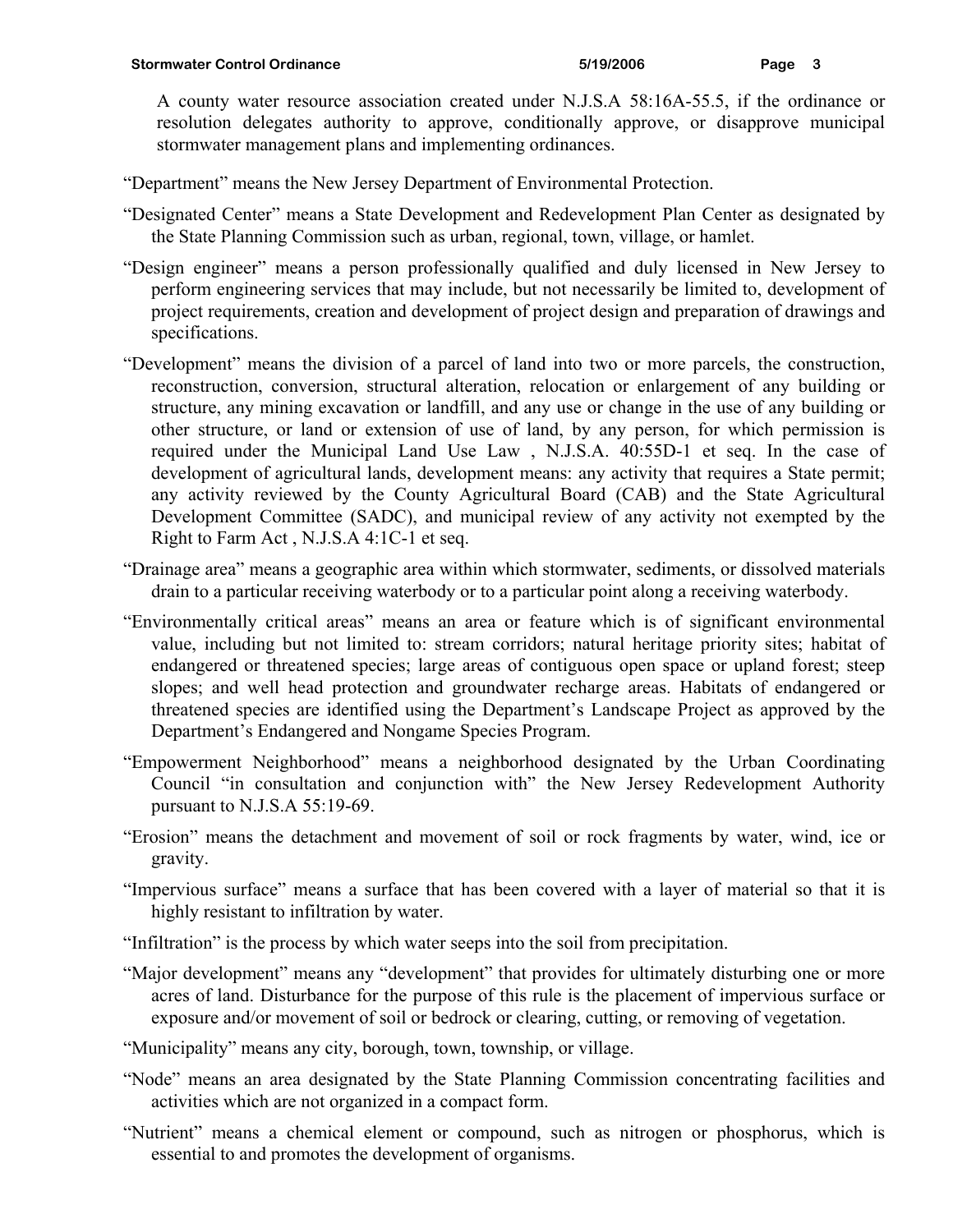A county water resource association created under N.J.S.A 58:16A-55.5, if the ordinance or resolution delegates authority to approve, conditionally approve, or disapprove municipal stormwater management plans and implementing ordinances.

"Department" means the New Jersey Department of Environmental Protection.

"Designated Center" means a State Development and Redevelopment Plan Center as designated by the State Planning Commission such as urban, regional, town, village, or hamlet.

"Design engineer" means a person professionally qualified and duly licensed in New Jersey to perform engineering services that may include, but not necessarily be limited to, development of project requirements, creation and development of project design and preparation of drawings and specifications.

"Development" means the division of a parcel of land into two or more parcels, the construction, reconstruction, conversion, structural alteration, relocation or enlargement of any building or structure, any mining excavation or landfill, and any use or change in the use of any building or other structure, or land or extension of use of land, by any person, for which permission is required under the Municipal Land Use Law , N.J.S.A. 40:55D-1 et seq. In the case of development of agricultural lands, development means: any activity that requires a State permit; any activity reviewed by the County Agricultural Board (CAB) and the State Agricultural Development Committee (SADC), and municipal review of any activity not exempted by the Right to Farm Act , N.J.S.A 4:1C-1 et seq.

"Drainage area" means a geographic area within which stormwater, sediments, or dissolved materials drain to a particular receiving waterbody or to a particular point along a receiving waterbody.

"Environmentally critical areas" means an area or feature which is of significant environmental value, including but not limited to: stream corridors; natural heritage priority sites; habitat of endangered or threatened species; large areas of contiguous open space or upland forest; steep slopes; and well head protection and groundwater recharge areas. Habitats of endangered or threatened species are identified using the Department's Landscape Project as approved by the Department's Endangered and Nongame Species Program.

"Empowerment Neighborhood" means a neighborhood designated by the Urban Coordinating Council "in consultation and conjunction with" the New Jersey Redevelopment Authority pursuant to N.J.S.A 55:19-69.

"Erosion" means the detachment and movement of soil or rock fragments by water, wind, ice or gravity.

"Impervious surface" means a surface that has been covered with a layer of material so that it is highly resistant to infiltration by water.

"Infiltration" is the process by which water seeps into the soil from precipitation.

"Major development" means any "development" that provides for ultimately disturbing one or more acres of land. Disturbance for the purpose of this rule is the placement of impervious surface or exposure and/or movement of soil or bedrock or clearing, cutting, or removing of vegetation.

"Municipality" means any city, borough, town, township, or village.

"Node" means an area designated by the State Planning Commission concentrating facilities and activities which are not organized in a compact form.

"Nutrient" means a chemical element or compound, such as nitrogen or phosphorus, which is essential to and promotes the development of organisms.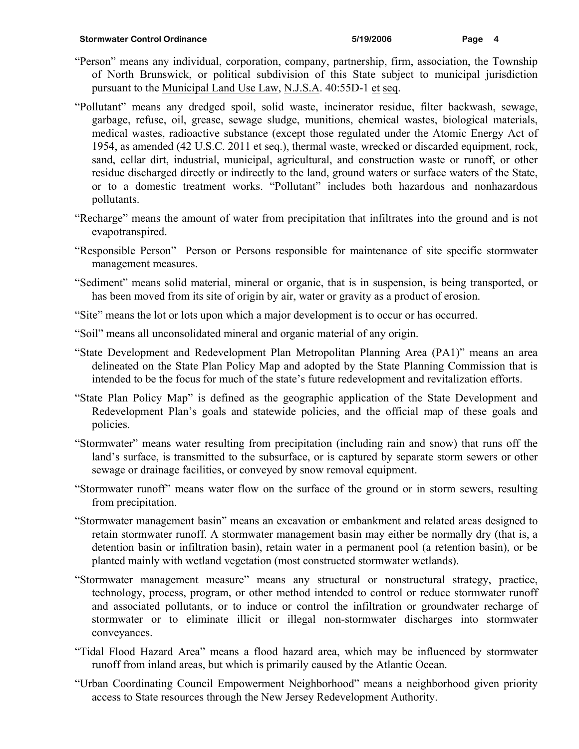"Person" means any individual, corporation, company, partnership, firm, association, the Township of North Brunswick, or political subdivision of this State subject to municipal jurisdiction pursuant to the Municipal Land Use Law, N.J.S.A. 40:55D-1 et seq.

"Pollutant" means any dredged spoil, solid waste, incinerator residue, filter backwash, sewage, garbage, refuse, oil, grease, sewage sludge, munitions, chemical wastes, biological materials, medical wastes, radioactive substance (except those regulated under the Atomic Energy Act of 1954, as amended (42 U.S.C. 2011 et seq.), thermal waste, wrecked or discarded equipment, rock, sand, cellar dirt, industrial, municipal, agricultural, and construction waste or runoff, or other residue discharged directly or indirectly to the land, ground waters or surface waters of the State, or to a domestic treatment works. "Pollutant" includes both hazardous and nonhazardous pollutants.

"Recharge" means the amount of water from precipitation that infiltrates into the ground and is not evapotranspired.

"Responsible Person" Person or Persons responsible for maintenance of site specific stormwater management measures.

"Sediment" means solid material, mineral or organic, that is in suspension, is being transported, or has been moved from its site of origin by air, water or gravity as a product of erosion.

"Site" means the lot or lots upon which a major development is to occur or has occurred.

"Soil" means all unconsolidated mineral and organic material of any origin.

"State Development and Redevelopment Plan Metropolitan Planning Area (PA1)" means an area delineated on the State Plan Policy Map and adopted by the State Planning Commission that is intended to be the focus for much of the state's future redevelopment and revitalization efforts.

"State Plan Policy Map" is defined as the geographic application of the State Development and Redevelopment Plan's goals and statewide policies, and the official map of these goals and policies.

"Stormwater" means water resulting from precipitation (including rain and snow) that runs off the land's surface, is transmitted to the subsurface, or is captured by separate storm sewers or other sewage or drainage facilities, or conveyed by snow removal equipment.

"Stormwater runoff" means water flow on the surface of the ground or in storm sewers, resulting from precipitation.

"Stormwater management basin" means an excavation or embankment and related areas designed to retain stormwater runoff. A stormwater management basin may either be normally dry (that is, a detention basin or infiltration basin), retain water in a permanent pool (a retention basin), or be planted mainly with wetland vegetation (most constructed stormwater wetlands).

"Stormwater management measure" means any structural or nonstructural strategy, practice, technology, process, program, or other method intended to control or reduce stormwater runoff and associated pollutants, or to induce or control the infiltration or groundwater recharge of stormwater or to eliminate illicit or illegal non-stormwater discharges into stormwater conveyances.

"Tidal Flood Hazard Area" means a flood hazard area, which may be influenced by stormwater runoff from inland areas, but which is primarily caused by the Atlantic Ocean.

"Urban Coordinating Council Empowerment Neighborhood" means a neighborhood given priority access to State resources through the New Jersey Redevelopment Authority.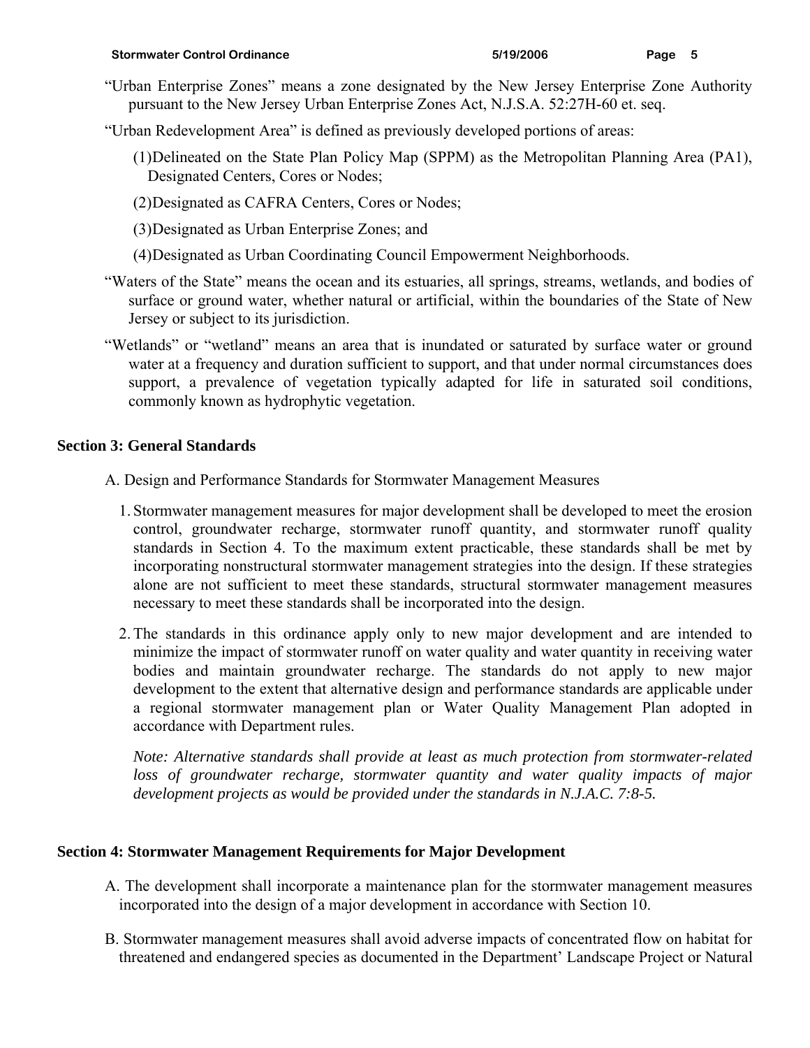"Urban Enterprise Zones" means a zone designated by the New Jersey Enterprise Zone Authority pursuant to the New Jersey Urban Enterprise Zones Act, N.J.S.A. 52:27H-60 et. seq.

"Urban Redevelopment Area" is defined as previously developed portions of areas:

(1) Delineated on the State Plan Policy Map (SPPM) as the Metropolitan Planning Area (PA1), Designated Centers, Cores or Nodes;

(2) Designated as CAFRA Centers, Cores or Nodes;

(3) Designated as Urban Enterprise Zones; and

(4) Designated as Urban Coordinating Council Empowerment Neighborhoods.

"Waters of the State" means the ocean and its estuaries, all springs, streams, wetlands, and bodies of surface or ground water, whether natural or artificial, within the boundaries of the State of New Jersey or subject to its jurisdiction.

"Wetlands" or "wetland" means an area that is inundated or saturated by surface water or ground water at a frequency and duration sufficient to support, and that under normal circumstances does support, a prevalence of vegetation typically adapted for life in saturated soil conditions, commonly known as hydrophytic vegetation.

## Section 3: General Standards

A. Design and Performance Standards for Stormwater Management Measures

1. Stormwater management measures for major development shall be developed to meet the erosion control, groundwater recharge, stormwater runoff quantity, and stormwater runoff quality standards in Section 4. To the maximum extent practicable, these standards shall be met by incorporating nonstructural stormwater management strategies into the design. If these strategies alone are not sufficient to meet these standards, structural stormwater management measures necessary to meet these standards shall be incorporated into the design.

2. The standards in this ordinance apply only to new major development and are intended to minimize the impact of stormwater runoff on water quality and water quantity in receiving water bodies and maintain groundwater recharge. The standards do not apply to new major development to the extent that alternative design and performance standards are applicable under a regional stormwater management plan or Water Quality Management Plan adopted in accordance with Department rules.

   *Note: Alternative standards shall provide at least as much protection from stormwater-related loss of groundwater recharge, stormwater quantity and water quality impacts of major development projects as would be provided under the standards in N.J.A.C. 7:8-5.*

## Section 4: Stormwater Management Requirements for Major Development

A. The development shall incorporate a maintenance plan for the stormwater management measures incorporated into the design of a major development in accordance with Section 10.

B. Stormwater management measures shall avoid adverse impacts of concentrated flow on habitat for threatened and endangered species as documented in the Department' Landscape Project or Natural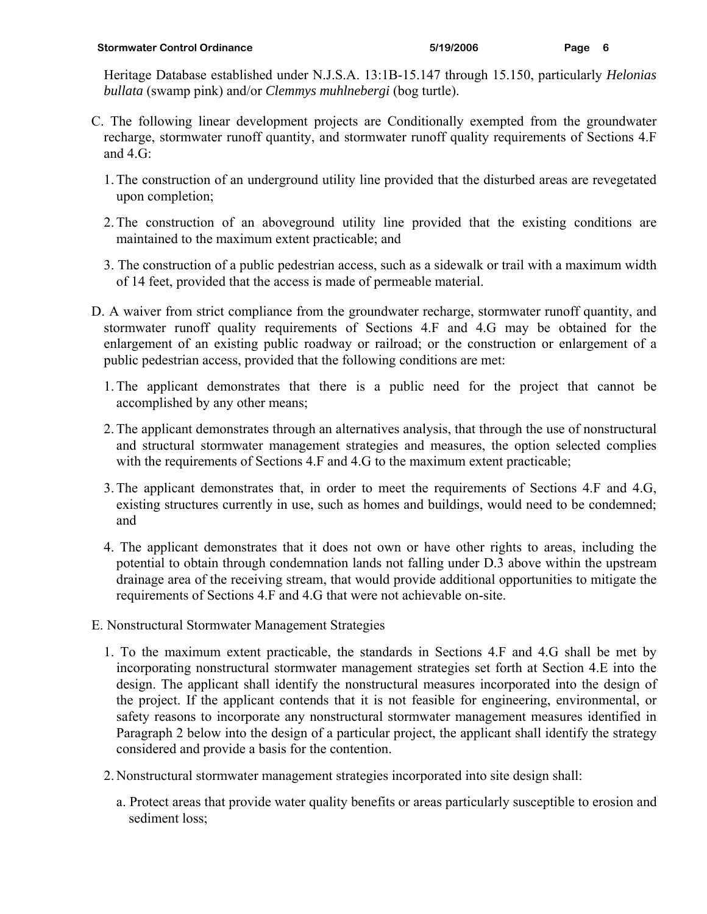Heritage Database established under N.J.S.A. 13:1B-15.147 through 15.150, particularly *Helonias bullata* (swamp pink) and/or *Clemmys muhlnebergi* (bog turtle).

C. The following linear development projects are Conditionally exempted from the groundwater recharge, stormwater runoff quantity, and stormwater runoff quality requirements of Sections 4.F and 4.G:

1. The construction of an underground utility line provided that the disturbed areas are revegetated upon completion;

2. The construction of an aboveground utility line provided that the existing conditions are maintained to the maximum extent practicable; and

3. The construction of a public pedestrian access, such as a sidewalk or trail with a maximum width of 14 feet, provided that the access is made of permeable material.

D. A waiver from strict compliance from the groundwater recharge, stormwater runoff quantity, and stormwater runoff quality requirements of Sections 4.F and 4.G may be obtained for the enlargement of an existing public roadway or railroad; or the construction or enlargement of a public pedestrian access, provided that the following conditions are met:

1. The applicant demonstrates that there is a public need for the project that cannot be accomplished by any other means;

2. The applicant demonstrates through an alternatives analysis, that through the use of nonstructural and structural stormwater management strategies and measures, the option selected complies with the requirements of Sections 4.F and 4.G to the maximum extent practicable;

3. The applicant demonstrates that, in order to meet the requirements of Sections 4.F and 4.G, existing structures currently in use, such as homes and buildings, would need to be condemned; and

4. The applicant demonstrates that it does not own or have other rights to areas, including the potential to obtain through condemnation lands not falling under D.3 above within the upstream drainage area of the receiving stream, that would provide additional opportunities to mitigate the requirements of Sections 4.F and 4.G that were not achievable on-site.

E. Nonstructural Stormwater Management Strategies

1. To the maximum extent practicable, the standards in Sections 4.F and 4.G shall be met by incorporating nonstructural stormwater management strategies set forth at Section 4.E into the design. The applicant shall identify the nonstructural measures incorporated into the design of the project. If the applicant contends that it is not feasible for engineering, environmental, or safety reasons to incorporate any nonstructural stormwater management measures identified in Paragraph 2 below into the design of a particular project, the applicant shall identify the strategy considered and provide a basis for the contention.

2. Nonstructural stormwater management strategies incorporated into site design shall:

   a. Protect areas that provide water quality benefits or areas particularly susceptible to erosion and sediment loss;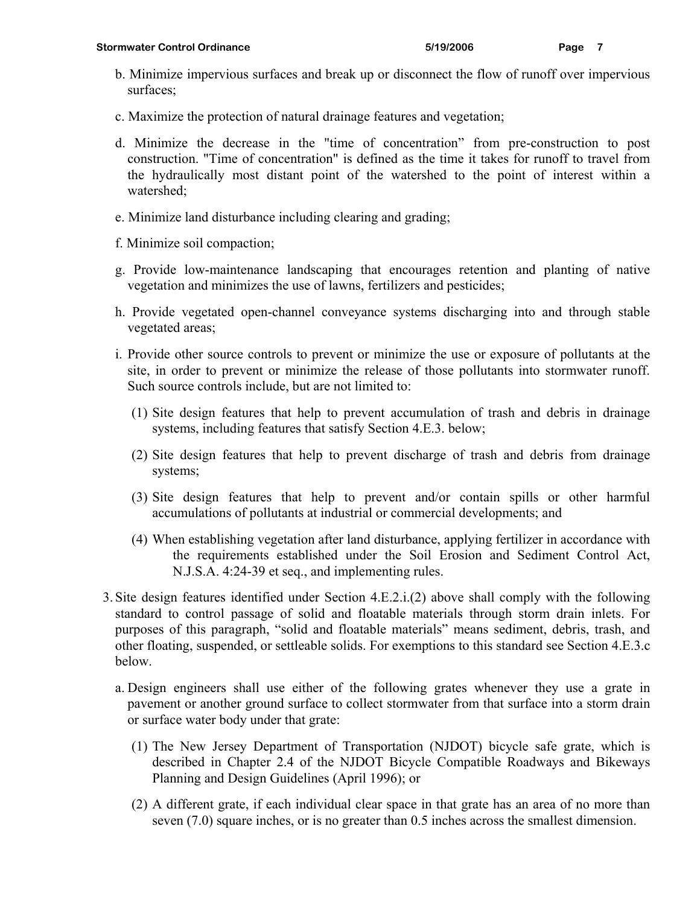b. Minimize impervious surfaces and break up or disconnect the flow of runoff over impervious surfaces;

c. Maximize the protection of natural drainage features and vegetation;

d. Minimize the decrease in the "time of concentration" from pre-construction to post construction. "Time of concentration" is defined as the time it takes for runoff to travel from the hydraulically most distant point of the watershed to the point of interest within a watershed;

e. Minimize land disturbance including clearing and grading;

f. Minimize soil compaction;

g. Provide low-maintenance landscaping that encourages retention and planting of native vegetation and minimizes the use of lawns, fertilizers and pesticides;

h. Provide vegetated open-channel conveyance systems discharging into and through stable vegetated areas;

i. Provide other source controls to prevent or minimize the use or exposure of pollutants at the site, in order to prevent or minimize the release of those pollutants into stormwater runoff. Such source controls include, but are not limited to:

   (1) Site design features that help to prevent accumulation of trash and debris in drainage systems, including features that satisfy Section 4.E.3. below;

   (2) Site design features that help to prevent discharge of trash and debris from drainage systems;

   (3) Site design features that help to prevent and/or contain spills or other harmful accumulations of pollutants at industrial or commercial developments; and

   (4) When establishing vegetation after land disturbance, applying fertilizer in accordance with the requirements established under the Soil Erosion and Sediment Control Act, N.J.S.A. 4:24-39 et seq., and implementing rules.

3. Site design features identified under Section 4.E.2.i.(2) above shall comply with the following standard to control passage of solid and floatable materials through storm drain inlets. For purposes of this paragraph, "solid and floatable materials" means sediment, debris, trash, and other floating, suspended, or settleable solids. For exemptions to this standard see Section 4.E.3.c below.

   a. Design engineers shall use either of the following grates whenever they use a grate in pavement or another ground surface to collect stormwater from that surface into a storm drain or surface water body under that grate:

      (1) The New Jersey Department of Transportation (NJDOT) bicycle safe grate, which is described in Chapter 2.4 of the NJDOT Bicycle Compatible Roadways and Bikeways Planning and Design Guidelines (April 1996); or

      (2) A different grate, if each individual clear space in that grate has an area of no more than seven (7.0) square inches, or is no greater than 0.5 inches across the smallest dimension.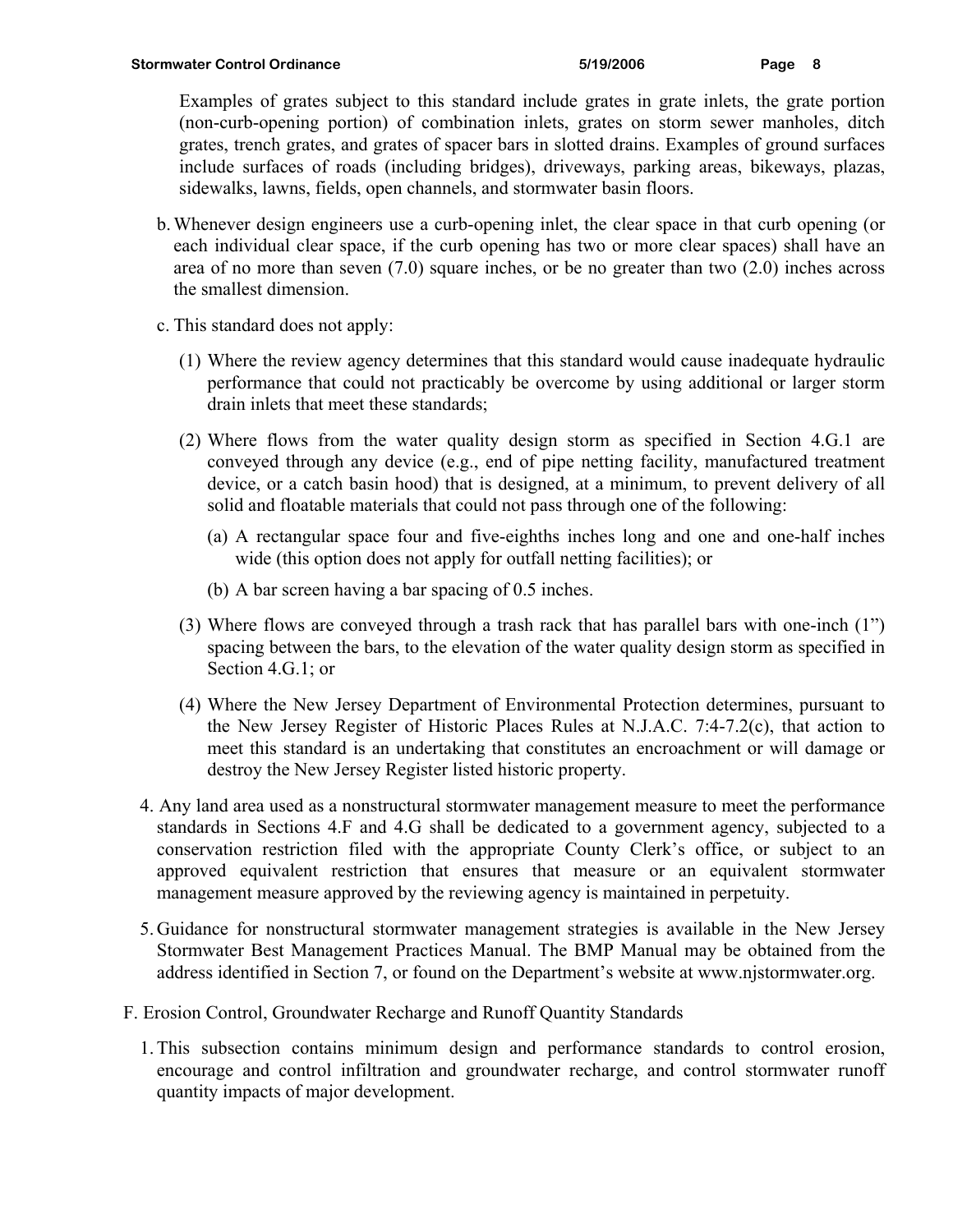Examples of grates subject to this standard include grates in grate inlets, the grate portion (non-curb-opening portion) of combination inlets, grates on storm sewer manholes, ditch grates, trench grates, and grates of spacer bars in slotted drains. Examples of ground surfaces include surfaces of roads (including bridges), driveways, parking areas, bikeways, plazas, sidewalks, lawns, fields, open channels, and stormwater basin floors.

b. Whenever design engineers use a curb-opening inlet, the clear space in that curb opening (or each individual clear space, if the curb opening has two or more clear spaces) shall have an area of no more than seven (7.0) square inches, or be no greater than two (2.0) inches across the smallest dimension.

c. This standard does not apply:

(1) Where the review agency determines that this standard would cause inadequate hydraulic performance that could not practicably be overcome by using additional or larger storm drain inlets that meet these standards;

(2) Where flows from the water quality design storm as specified in Section 4.G.1 are conveyed through any device (e.g., end of pipe netting facility, manufactured treatment device, or a catch basin hood) that is designed, at a minimum, to prevent delivery of all solid and floatable materials that could not pass through one of the following:

(a) A rectangular space four and five-eighths inches long and one and one-half inches wide (this option does not apply for outfall netting facilities); or

(b) A bar screen having a bar spacing of 0.5 inches.

(3) Where flows are conveyed through a trash rack that has parallel bars with one-inch (1") spacing between the bars, to the elevation of the water quality design storm as specified in Section 4.G.1; or

(4) Where the New Jersey Department of Environmental Protection determines, pursuant to the New Jersey Register of Historic Places Rules at N.J.A.C. 7:4-7.2(c), that action to meet this standard is an undertaking that constitutes an encroachment or will damage or destroy the New Jersey Register listed historic property.

4. Any land area used as a nonstructural stormwater management measure to meet the performance standards in Sections 4.F and 4.G shall be dedicated to a government agency, subjected to a conservation restriction filed with the appropriate County Clerk's office, or subject to an approved equivalent restriction that ensures that measure or an equivalent stormwater management measure approved by the reviewing agency is maintained in perpetuity.

5. Guidance for nonstructural stormwater management strategies is available in the New Jersey Stormwater Best Management Practices Manual. The BMP Manual may be obtained from the address identified in Section 7, or found on the Department's website at www.njstormwater.org.

F. Erosion Control, Groundwater Recharge and Runoff Quantity Standards

1. This subsection contains minimum design and performance standards to control erosion, encourage and control infiltration and groundwater recharge, and control stormwater runoff quantity impacts of major development.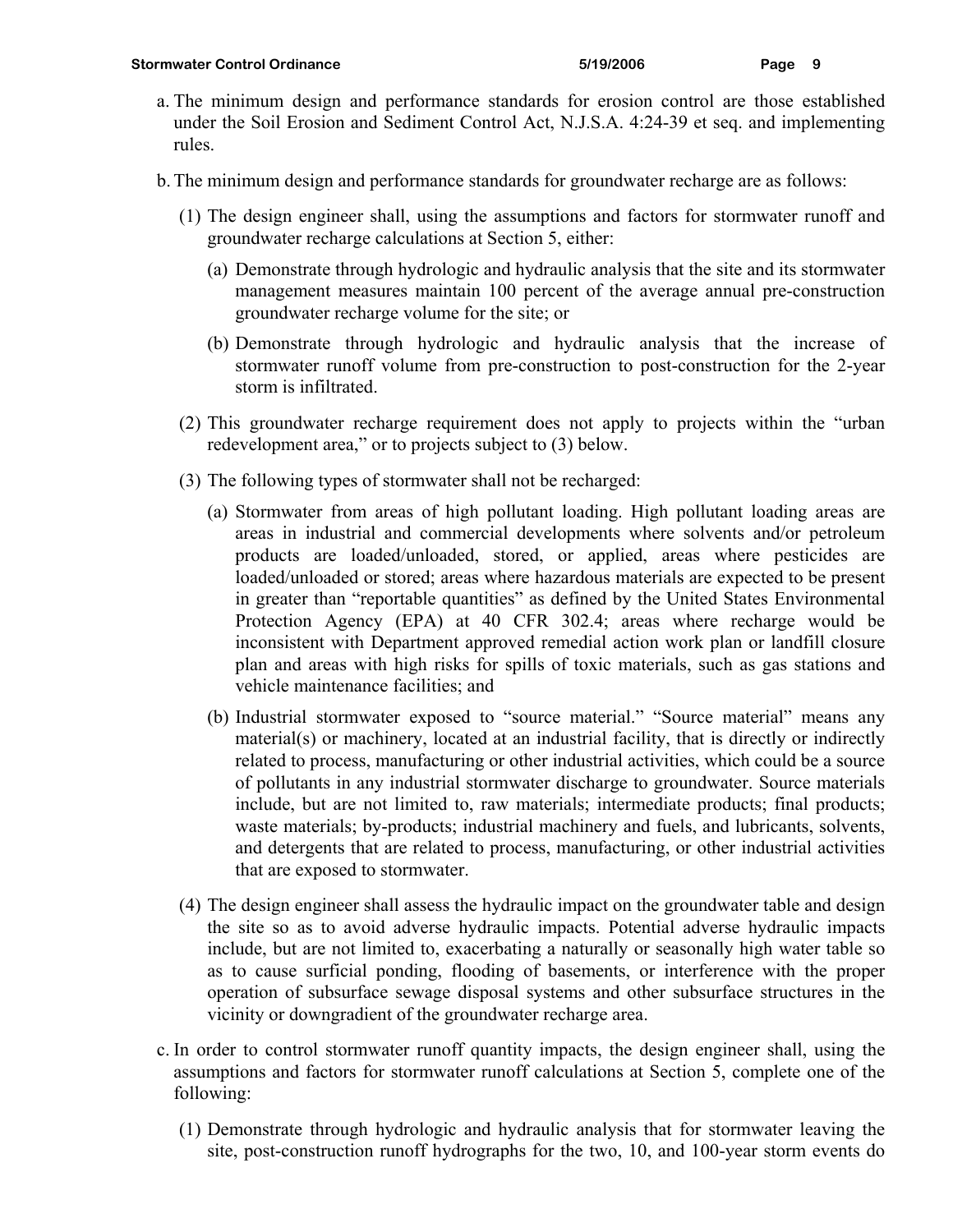a. The minimum design and performance standards for erosion control are those established under the Soil Erosion and Sediment Control Act, N.J.S.A. 4:24-39 et seq. and implementing rules.

b. The minimum design and performance standards for groundwater recharge are as follows:

   (1) The design engineer shall, using the assumptions and factors for stormwater runoff and groundwater recharge calculations at Section 5, either:

      (a) Demonstrate through hydrologic and hydraulic analysis that the site and its stormwater management measures maintain 100 percent of the average annual pre-construction groundwater recharge volume for the site; or

      (b) Demonstrate through hydrologic and hydraulic analysis that the increase of stormwater runoff volume from pre-construction to post-construction for the 2-year storm is infiltrated.

   (2) This groundwater recharge requirement does not apply to projects within the "urban redevelopment area," or to projects subject to (3) below.

   (3) The following types of stormwater shall not be recharged:

      (a) Stormwater from areas of high pollutant loading. High pollutant loading areas are areas in industrial and commercial developments where solvents and/or petroleum products are loaded/unloaded, stored, or applied, areas where pesticides are loaded/unloaded or stored; areas where hazardous materials are expected to be present in greater than "reportable quantities" as defined by the United States Environmental Protection Agency (EPA) at 40 CFR 302.4; areas where recharge would be inconsistent with Department approved remedial action work plan or landfill closure plan and areas with high risks for spills of toxic materials, such as gas stations and vehicle maintenance facilities; and

      (b) Industrial stormwater exposed to "source material." "Source material" means any material(s) or machinery, located at an industrial facility, that is directly or indirectly related to process, manufacturing or other industrial activities, which could be a source of pollutants in any industrial stormwater discharge to groundwater. Source materials include, but are not limited to, raw materials; intermediate products; final products; waste materials; by-products; industrial machinery and fuels, and lubricants, solvents, and detergents that are related to process, manufacturing, or other industrial activities that are exposed to stormwater.

   (4) The design engineer shall assess the hydraulic impact on the groundwater table and design the site so as to avoid adverse hydraulic impacts. Potential adverse hydraulic impacts include, but are not limited to, exacerbating a naturally or seasonally high water table so as to cause surficial ponding, flooding of basements, or interference with the proper operation of subsurface sewage disposal systems and other subsurface structures in the vicinity or downgradient of the groundwater recharge area.

c. In order to control stormwater runoff quantity impacts, the design engineer shall, using the assumptions and factors for stormwater runoff calculations at Section 5, complete one of the following:

   (1) Demonstrate through hydrologic and hydraulic analysis that for stormwater leaving the site, post-construction runoff hydrographs for the two, 10, and 100-year storm events do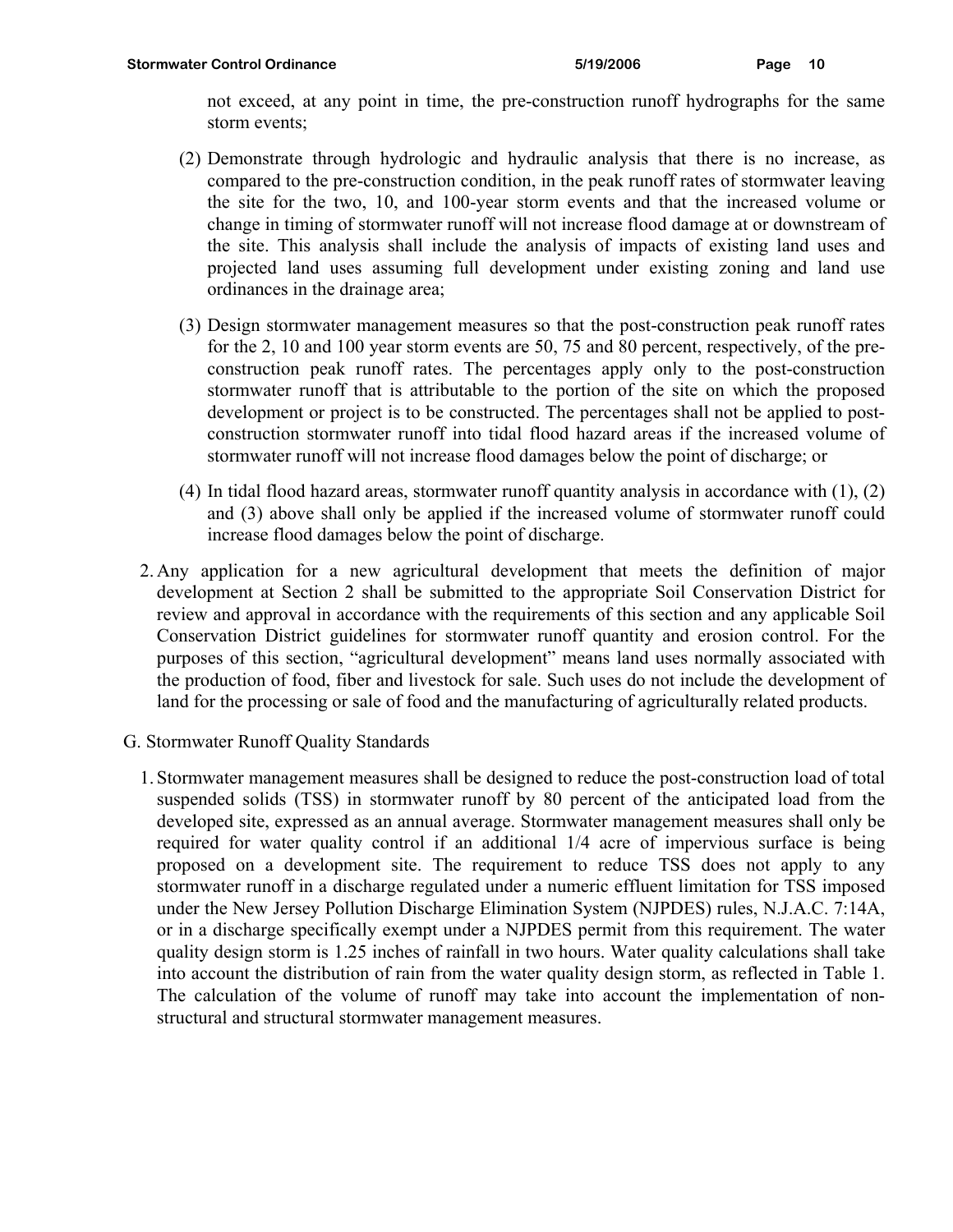not exceed, at any point in time, the pre-construction runoff hydrographs for the same storm events;

(2) Demonstrate through hydrologic and hydraulic analysis that there is no increase, as compared to the pre-construction condition, in the peak runoff rates of stormwater leaving the site for the two, 10, and 100-year storm events and that the increased volume or change in timing of stormwater runoff will not increase flood damage at or downstream of the site. This analysis shall include the analysis of impacts of existing land uses and projected land uses assuming full development under existing zoning and land use ordinances in the drainage area;

(3) Design stormwater management measures so that the post-construction peak runoff rates for the 2, 10 and 100 year storm events are 50, 75 and 80 percent, respectively, of the pre-construction peak runoff rates. The percentages apply only to the post-construction stormwater runoff that is attributable to the portion of the site on which the proposed development or project is to be constructed. The percentages shall not be applied to post-construction stormwater runoff into tidal flood hazard areas if the increased volume of stormwater runoff will not increase flood damages below the point of discharge; or

(4) In tidal flood hazard areas, stormwater runoff quantity analysis in accordance with (1), (2) and (3) above shall only be applied if the increased volume of stormwater runoff could increase flood damages below the point of discharge.

2. Any application for a new agricultural development that meets the definition of major development at Section 2 shall be submitted to the appropriate Soil Conservation District for review and approval in accordance with the requirements of this section and any applicable Soil Conservation District guidelines for stormwater runoff quantity and erosion control. For the purposes of this section, "agricultural development" means land uses normally associated with the production of food, fiber and livestock for sale. Such uses do not include the development of land for the processing or sale of food and the manufacturing of agriculturally related products.

G. Stormwater Runoff Quality Standards

1. Stormwater management measures shall be designed to reduce the post-construction load of total suspended solids (TSS) in stormwater runoff by 80 percent of the anticipated load from the developed site, expressed as an annual average. Stormwater management measures shall only be required for water quality control if an additional 1/4 acre of impervious surface is being proposed on a development site. The requirement to reduce TSS does not apply to any stormwater runoff in a discharge regulated under a numeric effluent limitation for TSS imposed under the New Jersey Pollution Discharge Elimination System (NJPDES) rules, N.J.A.C. 7:14A, or in a discharge specifically exempt under a NJPDES permit from this requirement. The water quality design storm is 1.25 inches of rainfall in two hours. Water quality calculations shall take into account the distribution of rain from the water quality design storm, as reflected in Table 1. The calculation of the volume of runoff may take into account the implementation of non-structural and structural stormwater management measures.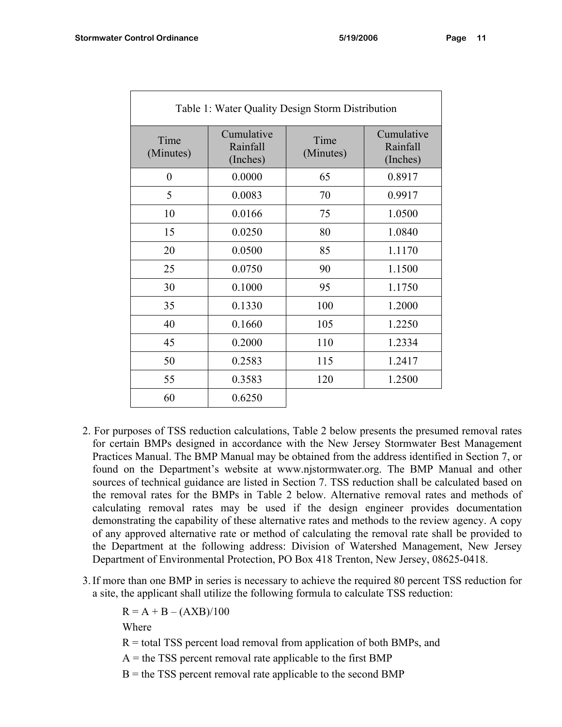| Table 1: Water Quality Design Storm Distribution | | | |
|---|---|---|---|
| Time (Minutes) | Cumulative Rainfall (Inches) | Time (Minutes) | Cumulative Rainfall (Inches) |
| 0 | 0.0000 | 65 | 0.8917 |
| 5 | 0.0083 | 70 | 0.9917 |
| 10 | 0.0166 | 75 | 1.0500 |
| 15 | 0.0250 | 80 | 1.0840 |
| 20 | 0.0500 | 85 | 1.1170 |
| 25 | 0.0750 | 90 | 1.1500 |
| 30 | 0.1000 | 95 | 1.1750 |
| 35 | 0.1330 | 100 | 1.2000 |
| 40 | 0.1660 | 105 | 1.2250 |
| 45 | 0.2000 | 110 | 1.2334 |
| 50 | 0.2583 | 115 | 1.2417 |
| 55 | 0.3583 | 120 | 1.2500 |
| 60 | 0.6250 | | |

2. For purposes of TSS reduction calculations, Table 2 below presents the presumed removal rates for certain BMPs designed in accordance with the New Jersey Stormwater Best Management Practices Manual. The BMP Manual may be obtained from the address identified in Section 7, or found on the Department's website at www.njstormwater.org. The BMP Manual and other sources of technical guidance are listed in Section 7. TSS reduction shall be calculated based on the removal rates for the BMPs in Table 2 below. Alternative removal rates and methods of calculating removal rates may be used if the design engineer provides documentation demonstrating the capability of these alternative rates and methods to the review agency. A copy of any approved alternative rate or method of calculating the removal rate shall be provided to the Department at the following address: Division of Watershed Management, New Jersey Department of Environmental Protection, PO Box 418 Trenton, New Jersey, 08625-0418.

3. If more than one BMP in series is necessary to achieve the required 80 percent TSS reduction for a site, the applicant shall utilize the following formula to calculate TSS reduction:

   $R = A + B - (A \times B)/100$

   Where

   R = total TSS percent load removal from application of both BMPs, and

   A = the TSS percent removal rate applicable to the first BMP

   B = the TSS percent removal rate applicable to the second BMP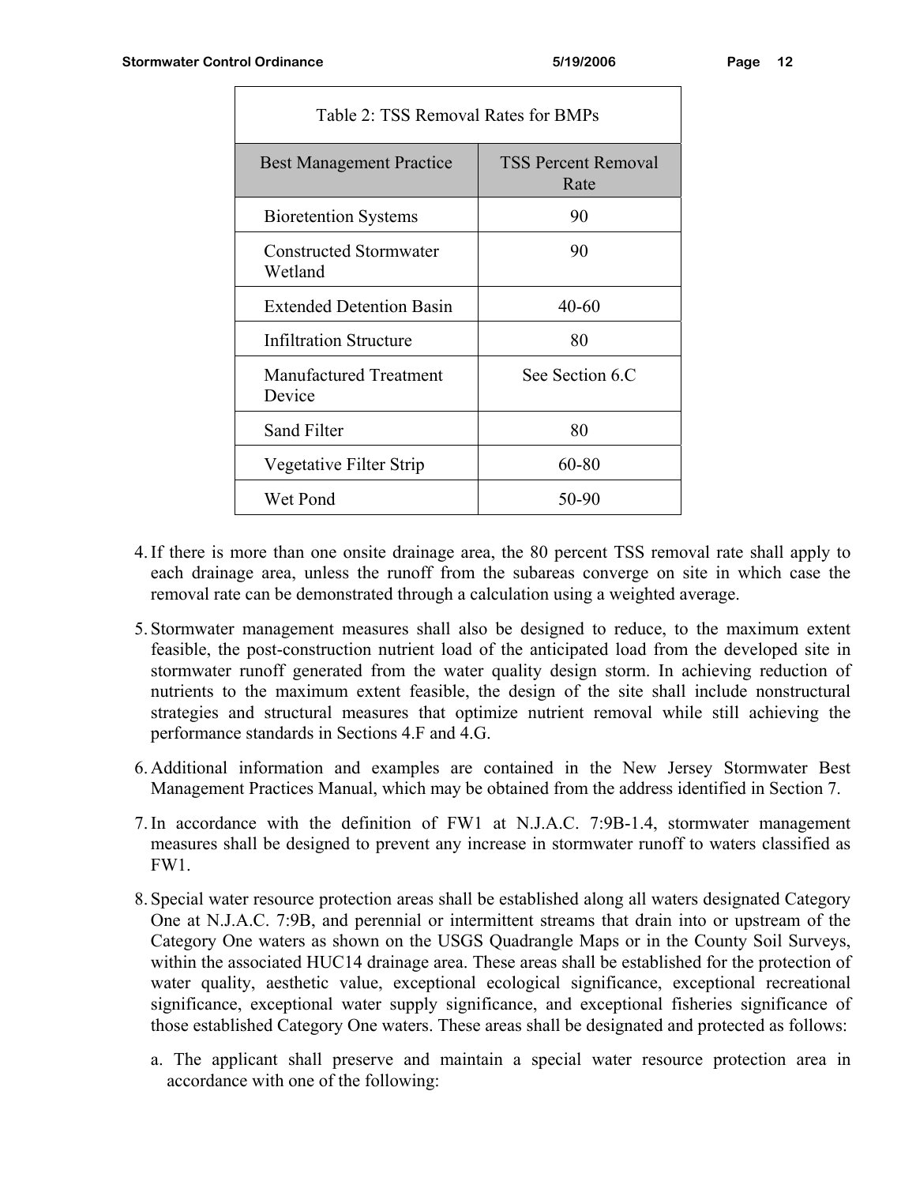| Table 2: TSS Removal Rates for BMPs | |
|---|---|
| Best Management Practice | TSS Percent Removal Rate |
| Bioretention Systems | 90 |
| Constructed Stormwater Wetland | 90 |
| Extended Detention Basin | 40-60 |
| Infiltration Structure | 80 |
| Manufactured Treatment Device | See Section 6.C |
| Sand Filter | 80 |
| Vegetative Filter Strip | 60-80 |
| Wet Pond | 50-90 |

4. If there is more than one onsite drainage area, the 80 percent TSS removal rate shall apply to each drainage area, unless the runoff from the subareas converge on site in which case the removal rate can be demonstrated through a calculation using a weighted average.

5. Stormwater management measures shall also be designed to reduce, to the maximum extent feasible, the post-construction nutrient load of the anticipated load from the developed site in stormwater runoff generated from the water quality design storm. In achieving reduction of nutrients to the maximum extent feasible, the design of the site shall include nonstructural strategies and structural measures that optimize nutrient removal while still achieving the performance standards in Sections 4.F and 4.G.

6. Additional information and examples are contained in the New Jersey Stormwater Best Management Practices Manual, which may be obtained from the address identified in Section 7.

7. In accordance with the definition of FW1 at N.J.A.C. 7:9B-1.4, stormwater management measures shall be designed to prevent any increase in stormwater runoff to waters classified as FW1.

8. Special water resource protection areas shall be established along all waters designated Category One at N.J.A.C. 7:9B, and perennial or intermittent streams that drain into or upstream of the Category One waters as shown on the USGS Quadrangle Maps or in the County Soil Surveys, within the associated HUC14 drainage area. These areas shall be established for the protection of water quality, aesthetic value, exceptional ecological significance, exceptional recreational significance, exceptional water supply significance, and exceptional fisheries significance of those established Category One waters. These areas shall be designated and protected as follows:

   a. The applicant shall preserve and maintain a special water resource protection area in accordance with one of the following: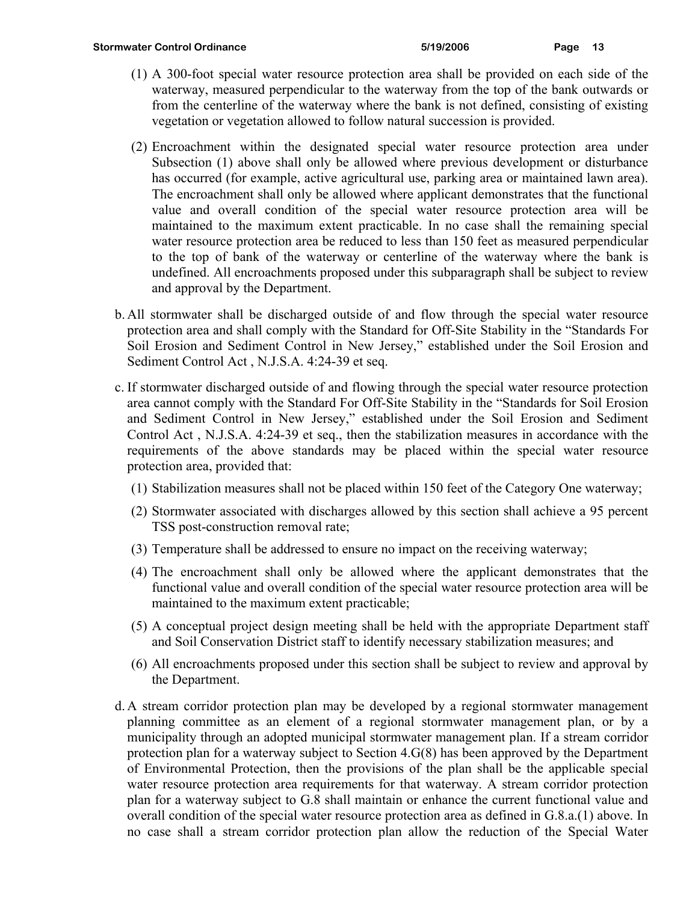(1) A 300-foot special water resource protection area shall be provided on each side of the waterway, measured perpendicular to the waterway from the top of the bank outwards or from the centerline of the waterway where the bank is not defined, consisting of existing vegetation or vegetation allowed to follow natural succession is provided.

(2) Encroachment within the designated special water resource protection area under Subsection (1) above shall only be allowed where previous development or disturbance has occurred (for example, active agricultural use, parking area or maintained lawn area). The encroachment shall only be allowed where applicant demonstrates that the functional value and overall condition of the special water resource protection area will be maintained to the maximum extent practicable. In no case shall the remaining special water resource protection area be reduced to less than 150 feet as measured perpendicular to the top of bank of the waterway or centerline of the waterway where the bank is undefined. All encroachments proposed under this subparagraph shall be subject to review and approval by the Department.

b. All stormwater shall be discharged outside of and flow through the special water resource protection area and shall comply with the Standard for Off-Site Stability in the "Standards For Soil Erosion and Sediment Control in New Jersey," established under the Soil Erosion and Sediment Control Act , N.J.S.A. 4:24-39 et seq.

c. If stormwater discharged outside of and flowing through the special water resource protection area cannot comply with the Standard For Off-Site Stability in the "Standards for Soil Erosion and Sediment Control in New Jersey," established under the Soil Erosion and Sediment Control Act , N.J.S.A. 4:24-39 et seq., then the stabilization measures in accordance with the requirements of the above standards may be placed within the special water resource protection area, provided that:

(1) Stabilization measures shall not be placed within 150 feet of the Category One waterway;

(2) Stormwater associated with discharges allowed by this section shall achieve a 95 percent TSS post-construction removal rate;

(3) Temperature shall be addressed to ensure no impact on the receiving waterway;

(4) The encroachment shall only be allowed where the applicant demonstrates that the functional value and overall condition of the special water resource protection area will be maintained to the maximum extent practicable;

(5) A conceptual project design meeting shall be held with the appropriate Department staff and Soil Conservation District staff to identify necessary stabilization measures; and

(6) All encroachments proposed under this section shall be subject to review and approval by the Department.

d. A stream corridor protection plan may be developed by a regional stormwater management planning committee as an element of a regional stormwater management plan, or by a municipality through an adopted municipal stormwater management plan. If a stream corridor protection plan for a waterway subject to Section 4.G(8) has been approved by the Department of Environmental Protection, then the provisions of the plan shall be the applicable special water resource protection area requirements for that waterway. A stream corridor protection plan for a waterway subject to G.8 shall maintain or enhance the current functional value and overall condition of the special water resource protection area as defined in G.8.a.(1) above. In no case shall a stream corridor protection plan allow the reduction of the Special Water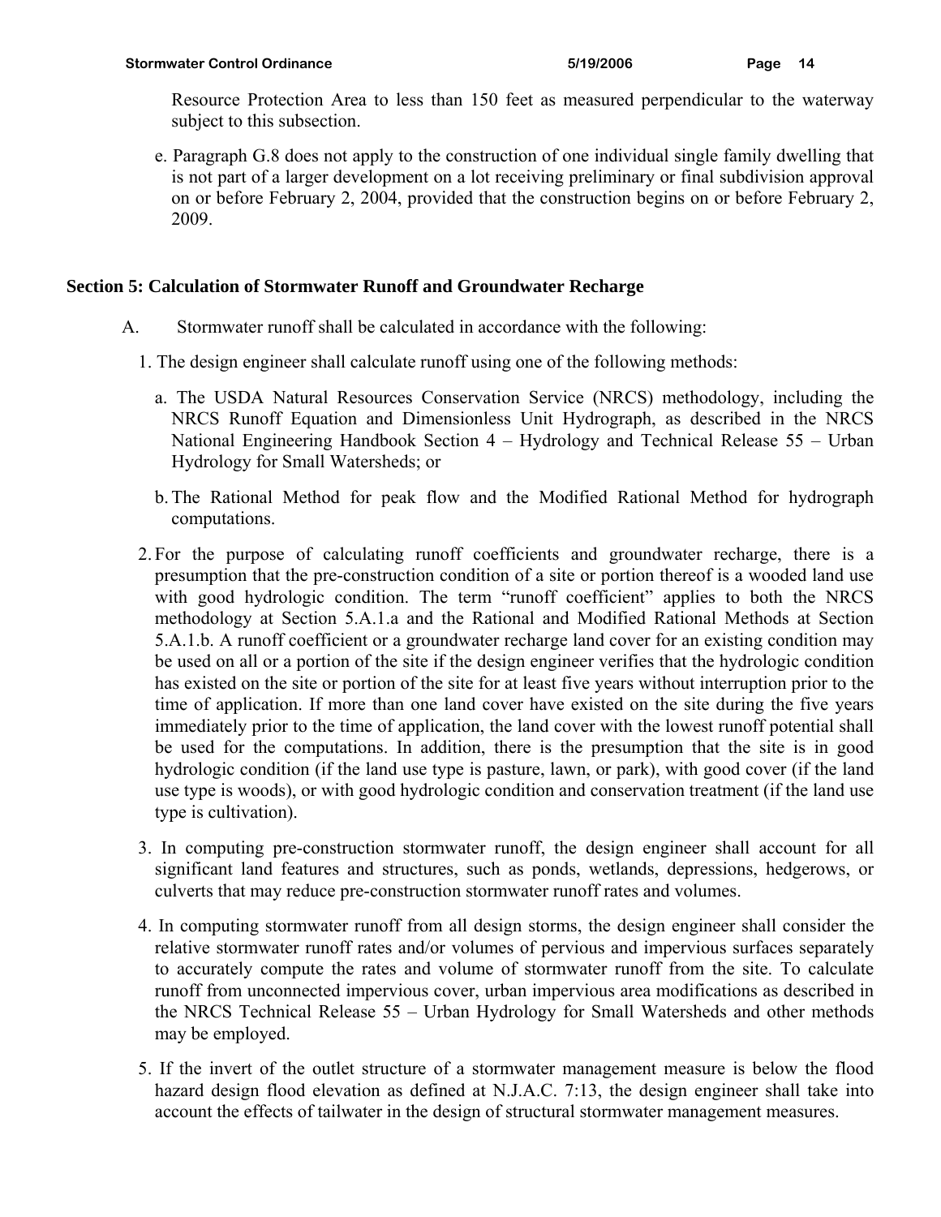Resource Protection Area to less than 150 feet as measured perpendicular to the waterway subject to this subsection.

e. Paragraph G.8 does not apply to the construction of one individual single family dwelling that is not part of a larger development on a lot receiving preliminary or final subdivision approval on or before February 2, 2004, provided that the construction begins on or before February 2, 2009.

## Section 5: Calculation of Stormwater Runoff and Groundwater Recharge

A. Stormwater runoff shall be calculated in accordance with the following:

1. The design engineer shall calculate runoff using one of the following methods:

   a. The USDA Natural Resources Conservation Service (NRCS) methodology, including the NRCS Runoff Equation and Dimensionless Unit Hydrograph, as described in the NRCS National Engineering Handbook Section 4 – Hydrology and Technical Release 55 – Urban Hydrology for Small Watersheds; or

   b. The Rational Method for peak flow and the Modified Rational Method for hydrograph computations.

2. For the purpose of calculating runoff coefficients and groundwater recharge, there is a presumption that the pre-construction condition of a site or portion thereof is a wooded land use with good hydrologic condition. The term "runoff coefficient" applies to both the NRCS methodology at Section 5.A.1.a and the Rational and Modified Rational Methods at Section 5.A.1.b. A runoff coefficient or a groundwater recharge land cover for an existing condition may be used on all or a portion of the site if the design engineer verifies that the hydrologic condition has existed on the site or portion of the site for at least five years without interruption prior to the time of application. If more than one land cover have existed on the site during the five years immediately prior to the time of application, the land cover with the lowest runoff potential shall be used for the computations. In addition, there is the presumption that the site is in good hydrologic condition (if the land use type is pasture, lawn, or park), with good cover (if the land use type is woods), or with good hydrologic condition and conservation treatment (if the land use type is cultivation).

3. In computing pre-construction stormwater runoff, the design engineer shall account for all significant land features and structures, such as ponds, wetlands, depressions, hedgerows, or culverts that may reduce pre-construction stormwater runoff rates and volumes.

4. In computing stormwater runoff from all design storms, the design engineer shall consider the relative stormwater runoff rates and/or volumes of pervious and impervious surfaces separately to accurately compute the rates and volume of stormwater runoff from the site. To calculate runoff from unconnected impervious cover, urban impervious area modifications as described in the NRCS Technical Release 55 – Urban Hydrology for Small Watersheds and other methods may be employed.

5. If the invert of the outlet structure of a stormwater management measure is below the flood hazard design flood elevation as defined at N.J.A.C. 7:13, the design engineer shall take into account the effects of tailwater in the design of structural stormwater management measures.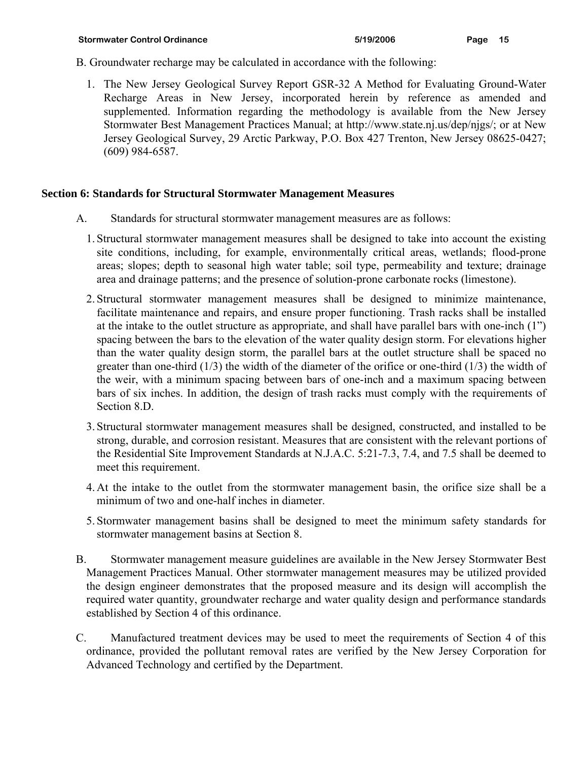B. Groundwater recharge may be calculated in accordance with the following:

1. The New Jersey Geological Survey Report GSR-32 A Method for Evaluating Ground-Water Recharge Areas in New Jersey, incorporated herein by reference as amended and supplemented. Information regarding the methodology is available from the New Jersey Stormwater Best Management Practices Manual; at http://www.state.nj.us/dep/njgs/; or at New Jersey Geological Survey, 29 Arctic Parkway, P.O. Box 427 Trenton, New Jersey 08625-0427; (609) 984-6587.

## Section 6: Standards for Structural Stormwater Management Measures

A. Standards for structural stormwater management measures are as follows:

1. Structural stormwater management measures shall be designed to take into account the existing site conditions, including, for example, environmentally critical areas, wetlands; flood-prone areas; slopes; depth to seasonal high water table; soil type, permeability and texture; drainage area and drainage patterns; and the presence of solution-prone carbonate rocks (limestone).
2. Structural stormwater management measures shall be designed to minimize maintenance, facilitate maintenance and repairs, and ensure proper functioning. Trash racks shall be installed at the intake to the outlet structure as appropriate, and shall have parallel bars with one-inch (1") spacing between the bars to the elevation of the water quality design storm. For elevations higher than the water quality design storm, the parallel bars at the outlet structure shall be spaced no greater than one-third (1/3) the width of the diameter of the orifice or one-third (1/3) the width of the weir, with a minimum spacing between bars of one-inch and a maximum spacing between bars of six inches. In addition, the design of trash racks must comply with the requirements of Section 8.D.
3. Structural stormwater management measures shall be designed, constructed, and installed to be strong, durable, and corrosion resistant. Measures that are consistent with the relevant portions of the Residential Site Improvement Standards at N.J.A.C. 5:21-7.3, 7.4, and 7.5 shall be deemed to meet this requirement.
4. At the intake to the outlet from the stormwater management basin, the orifice size shall be a minimum of two and one-half inches in diameter.
5. Stormwater management basins shall be designed to meet the minimum safety standards for stormwater management basins at Section 8.

B. Stormwater management measure guidelines are available in the New Jersey Stormwater Best Management Practices Manual. Other stormwater management measures may be utilized provided the design engineer demonstrates that the proposed measure and its design will accomplish the required water quantity, groundwater recharge and water quality design and performance standards established by Section 4 of this ordinance.

C. Manufactured treatment devices may be used to meet the requirements of Section 4 of this ordinance, provided the pollutant removal rates are verified by the New Jersey Corporation for Advanced Technology and certified by the Department.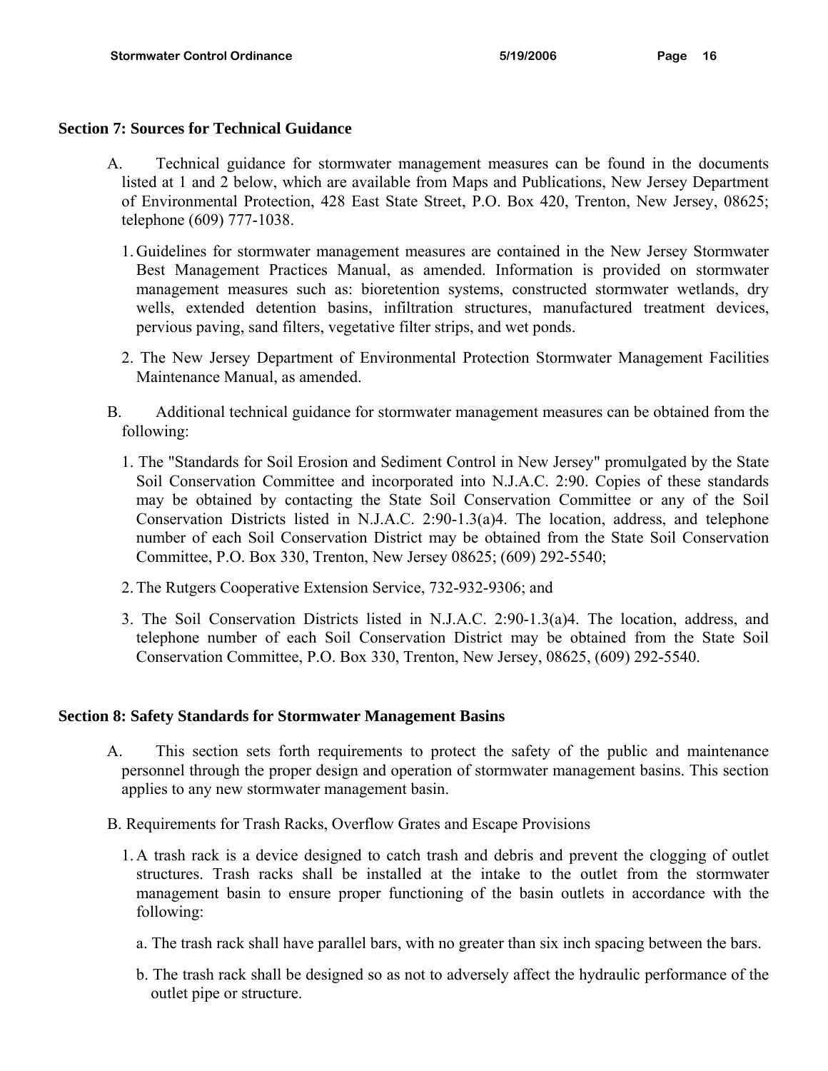## Section 7: Sources for Technical Guidance

A. Technical guidance for stormwater management measures can be found in the documents listed at 1 and 2 below, which are available from Maps and Publications, New Jersey Department of Environmental Protection, 428 East State Street, P.O. Box 420, Trenton, New Jersey, 08625; telephone (609) 777-1038.

1. Guidelines for stormwater management measures are contained in the New Jersey Stormwater Best Management Practices Manual, as amended. Information is provided on stormwater management measures such as: bioretention systems, constructed stormwater wetlands, dry wells, extended detention basins, infiltration structures, manufactured treatment devices, pervious paving, sand filters, vegetative filter strips, and wet ponds.

2. The New Jersey Department of Environmental Protection Stormwater Management Facilities Maintenance Manual, as amended.

B. Additional technical guidance for stormwater management measures can be obtained from the following:

1. The "Standards for Soil Erosion and Sediment Control in New Jersey" promulgated by the State Soil Conservation Committee and incorporated into N.J.A.C. 2:90. Copies of these standards may be obtained by contacting the State Soil Conservation Committee or any of the Soil Conservation Districts listed in N.J.A.C. 2:90-1.3(a)4. The location, address, and telephone number of each Soil Conservation District may be obtained from the State Soil Conservation Committee, P.O. Box 330, Trenton, New Jersey 08625; (609) 292-5540;

2. The Rutgers Cooperative Extension Service, 732-932-9306; and

3. The Soil Conservation Districts listed in N.J.A.C. 2:90-1.3(a)4. The location, address, and telephone number of each Soil Conservation District may be obtained from the State Soil Conservation Committee, P.O. Box 330, Trenton, New Jersey, 08625, (609) 292-5540.

## Section 8: Safety Standards for Stormwater Management Basins

A. This section sets forth requirements to protect the safety of the public and maintenance personnel through the proper design and operation of stormwater management basins. This section applies to any new stormwater management basin.

B. Requirements for Trash Racks, Overflow Grates and Escape Provisions

1. A trash rack is a device designed to catch trash and debris and prevent the clogging of outlet structures. Trash racks shall be installed at the intake to the outlet from the stormwater management basin to ensure proper functioning of the basin outlets in accordance with the following:

   a. The trash rack shall have parallel bars, with no greater than six inch spacing between the bars.

   b. The trash rack shall be designed so as not to adversely affect the hydraulic performance of the outlet pipe or structure.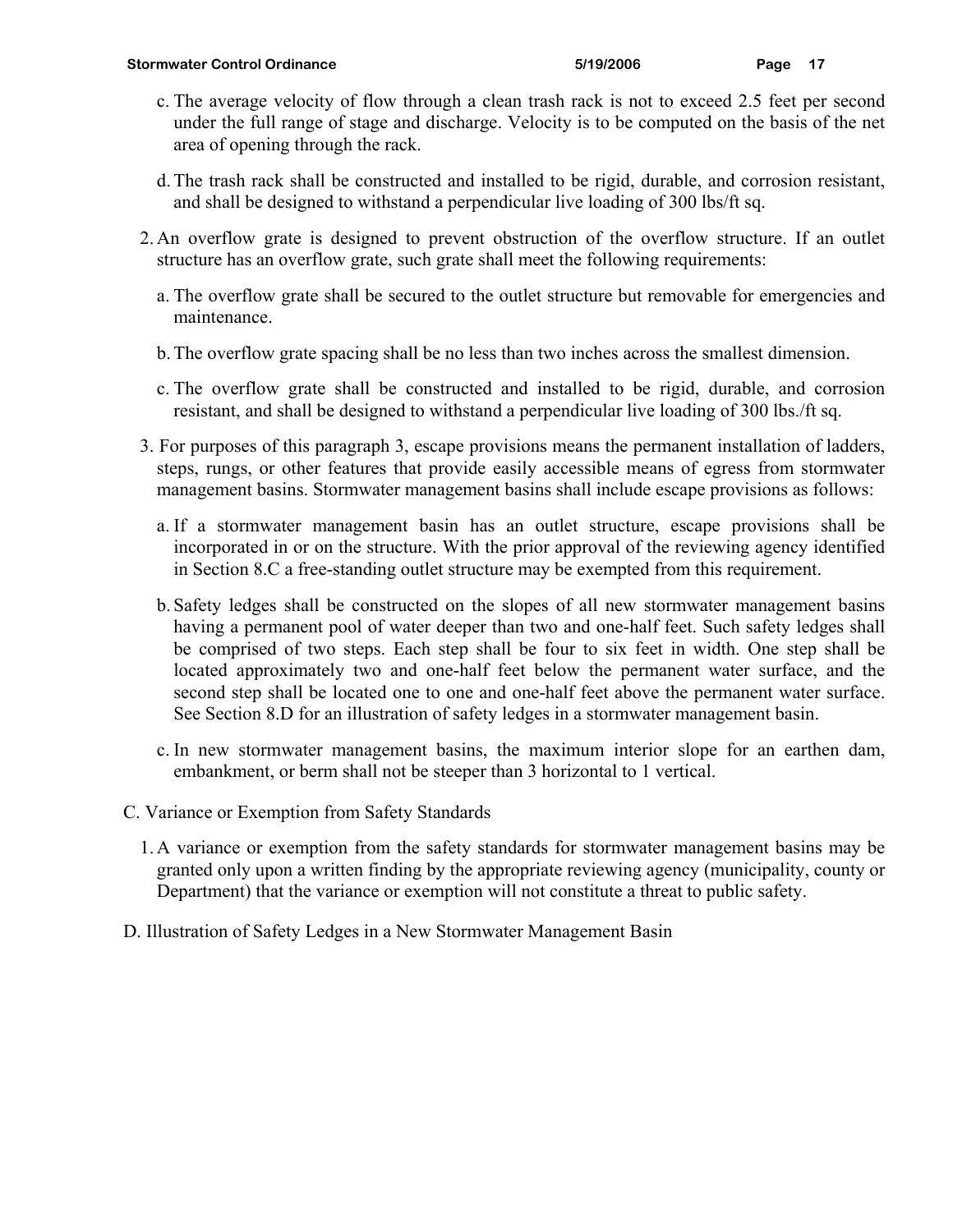c. The average velocity of flow through a clean trash rack is not to exceed 2.5 feet per second under the full range of stage and discharge. Velocity is to be computed on the basis of the net area of opening through the rack.

d. The trash rack shall be constructed and installed to be rigid, durable, and corrosion resistant, and shall be designed to withstand a perpendicular live loading of 300 lbs/ft sq.

2. An overflow grate is designed to prevent obstruction of the overflow structure. If an outlet structure has an overflow grate, such grate shall meet the following requirements:

a. The overflow grate shall be secured to the outlet structure but removable for emergencies and maintenance.

b. The overflow grate spacing shall be no less than two inches across the smallest dimension.

c. The overflow grate shall be constructed and installed to be rigid, durable, and corrosion resistant, and shall be designed to withstand a perpendicular live loading of 300 lbs./ft sq.

3. For purposes of this paragraph 3, escape provisions means the permanent installation of ladders, steps, rungs, or other features that provide easily accessible means of egress from stormwater management basins. Stormwater management basins shall include escape provisions as follows:

a. If a stormwater management basin has an outlet structure, escape provisions shall be incorporated in or on the structure. With the prior approval of the reviewing agency identified in Section 8.C a free-standing outlet structure may be exempted from this requirement.

b. Safety ledges shall be constructed on the slopes of all new stormwater management basins having a permanent pool of water deeper than two and one-half feet. Such safety ledges shall be comprised of two steps. Each step shall be four to six feet in width. One step shall be located approximately two and one-half feet below the permanent water surface, and the second step shall be located one to one and one-half feet above the permanent water surface. See Section 8.D for an illustration of safety ledges in a stormwater management basin.

c. In new stormwater management basins, the maximum interior slope for an earthen dam, embankment, or berm shall not be steeper than 3 horizontal to 1 vertical.

C. Variance or Exemption from Safety Standards

1. A variance or exemption from the safety standards for stormwater management basins may be granted only upon a written finding by the appropriate reviewing agency (municipality, county or Department) that the variance or exemption will not constitute a threat to public safety.

D. Illustration of Safety Ledges in a New Stormwater Management Basin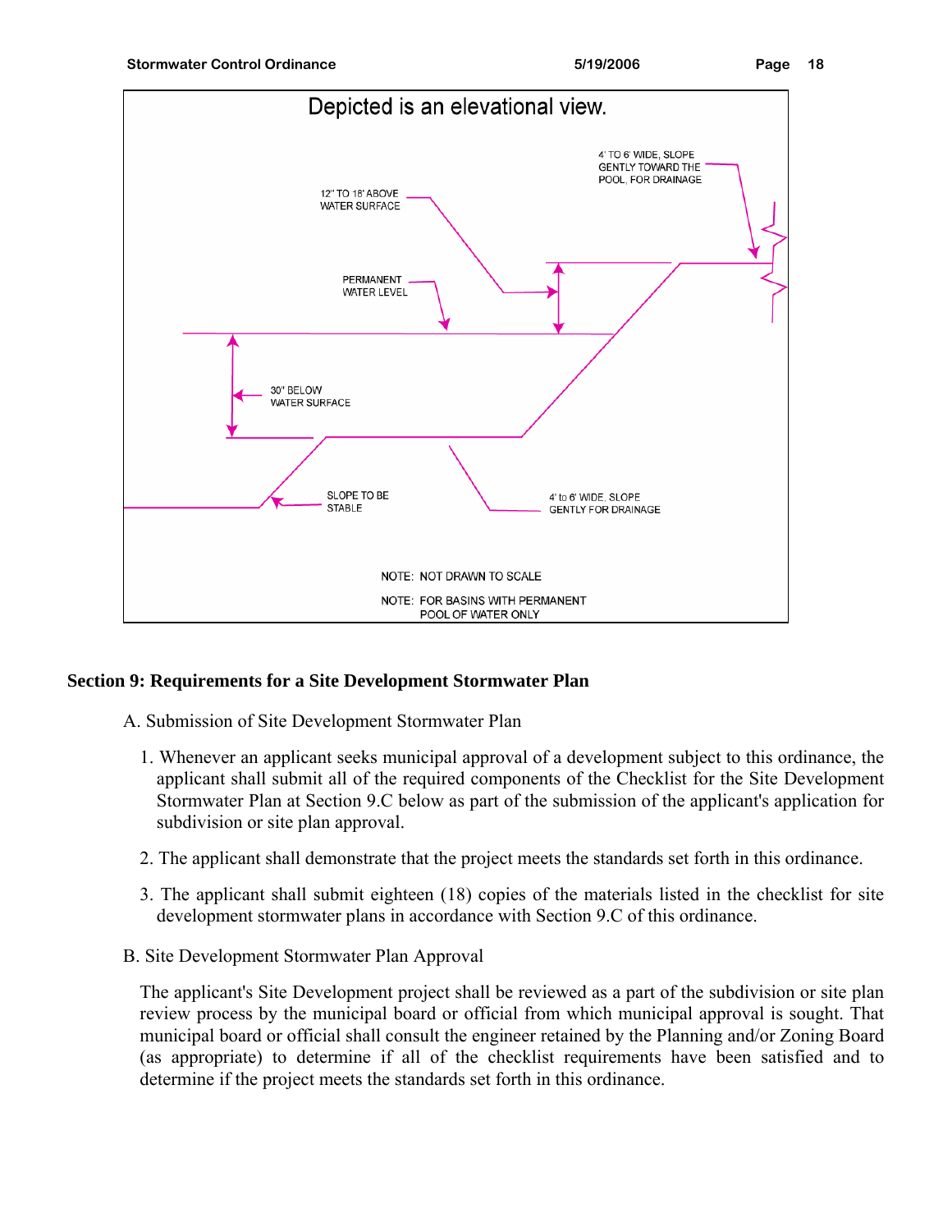Depicted is an elevational view.

4' TO 6' WIDE, SLOPE GENTLY TOWARD THE POOL, FOR DRAINAGE

12" TO 18' ABOVE WATER SURFACE

PERMANENT WATER LEVEL

30" BELOW WATER SURFACE

SLOPE TO BE STABLE

4' to 6' WIDE, SLOPE GENTLY FOR DRAINAGE

NOTE: NOT DRAWN TO SCALE

NOTE: FOR BASINS WITH PERMANENT POOL OF WATER ONLY

## Section 9: Requirements for a Site Development Stormwater Plan

A. Submission of Site Development Stormwater Plan

1. Whenever an applicant seeks municipal approval of a development subject to this ordinance, the applicant shall submit all of the required components of the Checklist for the Site Development Stormwater Plan at Section 9.C below as part of the submission of the applicant's application for subdivision or site plan approval.

2. The applicant shall demonstrate that the project meets the standards set forth in this ordinance.

3. The applicant shall submit eighteen (18) copies of the materials listed in the checklist for site development stormwater plans in accordance with Section 9.C of this ordinance.

B. Site Development Stormwater Plan Approval

The applicant's Site Development project shall be reviewed as a part of the subdivision or site plan review process by the municipal board or official from which municipal approval is sought. That municipal board or official shall consult the engineer retained by the Planning and/or Zoning Board (as appropriate) to determine if all of the checklist requirements have been satisfied and to determine if the project meets the standards set forth in this ordinance.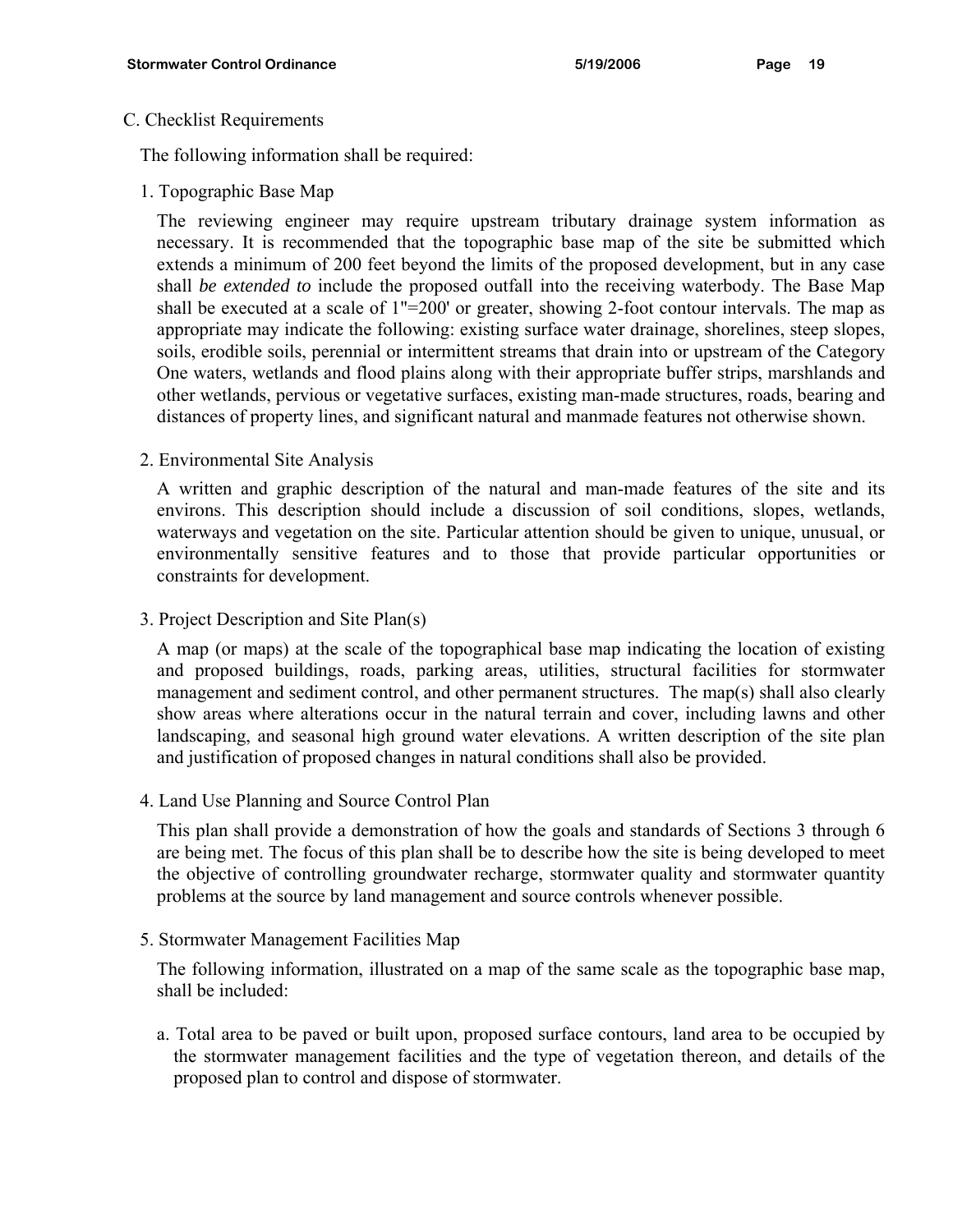C. Checklist Requirements

The following information shall be required:

1. Topographic Base Map

The reviewing engineer may require upstream tributary drainage system information as necessary. It is recommended that the topographic base map of the site be submitted which extends a minimum of 200 feet beyond the limits of the proposed development, but in any case shall *be extended to* include the proposed outfall into the receiving waterbody. The Base Map shall be executed at a scale of 1"=200' or greater, showing 2-foot contour intervals. The map as appropriate may indicate the following: existing surface water drainage, shorelines, steep slopes, soils, erodible soils, perennial or intermittent streams that drain into or upstream of the Category One waters, wetlands and flood plains along with their appropriate buffer strips, marshlands and other wetlands, pervious or vegetative surfaces, existing man-made structures, roads, bearing and distances of property lines, and significant natural and manmade features not otherwise shown.

2. Environmental Site Analysis

A written and graphic description of the natural and man-made features of the site and its environs. This description should include a discussion of soil conditions, slopes, wetlands, waterways and vegetation on the site. Particular attention should be given to unique, unusual, or environmentally sensitive features and to those that provide particular opportunities or constraints for development.

3. Project Description and Site Plan(s)

A map (or maps) at the scale of the topographical base map indicating the location of existing and proposed buildings, roads, parking areas, utilities, structural facilities for stormwater management and sediment control, and other permanent structures. The map(s) shall also clearly show areas where alterations occur in the natural terrain and cover, including lawns and other landscaping, and seasonal high ground water elevations. A written description of the site plan and justification of proposed changes in natural conditions shall also be provided.

4. Land Use Planning and Source Control Plan

This plan shall provide a demonstration of how the goals and standards of Sections 3 through 6 are being met. The focus of this plan shall be to describe how the site is being developed to meet the objective of controlling groundwater recharge, stormwater quality and stormwater quantity problems at the source by land management and source controls whenever possible.

5. Stormwater Management Facilities Map

The following information, illustrated on a map of the same scale as the topographic base map, shall be included:

a. Total area to be paved or built upon, proposed surface contours, land area to be occupied by the stormwater management facilities and the type of vegetation thereon, and details of the proposed plan to control and dispose of stormwater.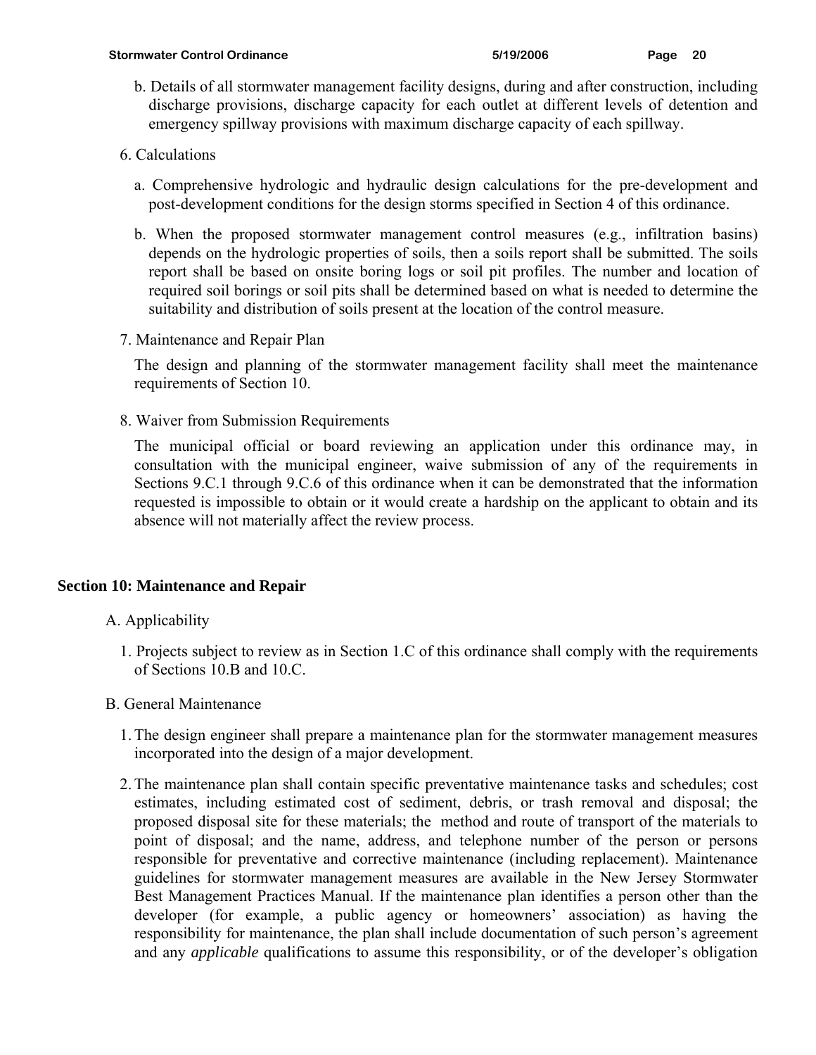b. Details of all stormwater management facility designs, during and after construction, including discharge provisions, discharge capacity for each outlet at different levels of detention and emergency spillway provisions with maximum discharge capacity of each spillway.

6. Calculations

a. Comprehensive hydrologic and hydraulic design calculations for the pre-development and post-development conditions for the design storms specified in Section 4 of this ordinance.

b. When the proposed stormwater management control measures (e.g., infiltration basins) depends on the hydrologic properties of soils, then a soils report shall be submitted. The soils report shall be based on onsite boring logs or soil pit profiles. The number and location of required soil borings or soil pits shall be determined based on what is needed to determine the suitability and distribution of soils present at the location of the control measure.

7. Maintenance and Repair Plan

The design and planning of the stormwater management facility shall meet the maintenance requirements of Section 10.

8. Waiver from Submission Requirements

The municipal official or board reviewing an application under this ordinance may, in consultation with the municipal engineer, waive submission of any of the requirements in Sections 9.C.1 through 9.C.6 of this ordinance when it can be demonstrated that the information requested is impossible to obtain or it would create a hardship on the applicant to obtain and its absence will not materially affect the review process.

## Section 10: Maintenance and Repair

A. Applicability

1. Projects subject to review as in Section 1.C of this ordinance shall comply with the requirements of Sections 10.B and 10.C.

B. General Maintenance

1. The design engineer shall prepare a maintenance plan for the stormwater management measures incorporated into the design of a major development.

2. The maintenance plan shall contain specific preventative maintenance tasks and schedules; cost estimates, including estimated cost of sediment, debris, or trash removal and disposal; the proposed disposal site for these materials; the method and route of transport of the materials to point of disposal; and the name, address, and telephone number of the person or persons responsible for preventative and corrective maintenance (including replacement). Maintenance guidelines for stormwater management measures are available in the New Jersey Stormwater Best Management Practices Manual. If the maintenance plan identifies a person other than the developer (for example, a public agency or homeowners' association) as having the responsibility for maintenance, the plan shall include documentation of such person's agreement and any *applicable* qualifications to assume this responsibility, or of the developer's obligation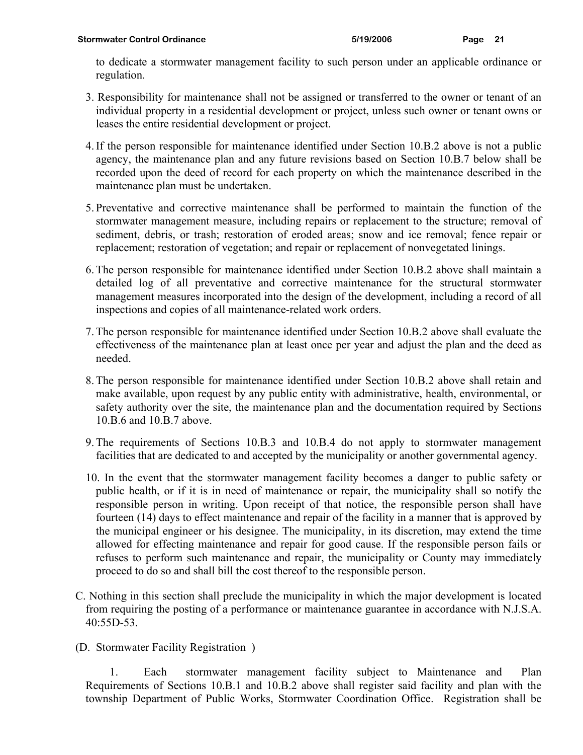to dedicate a stormwater management facility to such person under an applicable ordinance or regulation.

3. Responsibility for maintenance shall not be assigned or transferred to the owner or tenant of an individual property in a residential development or project, unless such owner or tenant owns or leases the entire residential development or project.

4. If the person responsible for maintenance identified under Section 10.B.2 above is not a public agency, the maintenance plan and any future revisions based on Section 10.B.7 below shall be recorded upon the deed of record for each property on which the maintenance described in the maintenance plan must be undertaken.

5. Preventative and corrective maintenance shall be performed to maintain the function of the stormwater management measure, including repairs or replacement to the structure; removal of sediment, debris, or trash; restoration of eroded areas; snow and ice removal; fence repair or replacement; restoration of vegetation; and repair or replacement of nonvegetated linings.

6. The person responsible for maintenance identified under Section 10.B.2 above shall maintain a detailed log of all preventative and corrective maintenance for the structural stormwater management measures incorporated into the design of the development, including a record of all inspections and copies of all maintenance-related work orders.

7. The person responsible for maintenance identified under Section 10.B.2 above shall evaluate the effectiveness of the maintenance plan at least once per year and adjust the plan and the deed as needed.

8. The person responsible for maintenance identified under Section 10.B.2 above shall retain and make available, upon request by any public entity with administrative, health, environmental, or safety authority over the site, the maintenance plan and the documentation required by Sections 10.B.6 and 10.B.7 above.

9. The requirements of Sections 10.B.3 and 10.B.4 do not apply to stormwater management facilities that are dedicated to and accepted by the municipality or another governmental agency.

10. In the event that the stormwater management facility becomes a danger to public safety or public health, or if it is in need of maintenance or repair, the municipality shall so notify the responsible person in writing. Upon receipt of that notice, the responsible person shall have fourteen (14) days to effect maintenance and repair of the facility in a manner that is approved by the municipal engineer or his designee. The municipality, in its discretion, may extend the time allowed for effecting maintenance and repair for good cause. If the responsible person fails or refuses to perform such maintenance and repair, the municipality or County may immediately proceed to do so and shall bill the cost thereof to the responsible person.

C. Nothing in this section shall preclude the municipality in which the major development is located from requiring the posting of a performance or maintenance guarantee in accordance with N.J.S.A. 40:55D-53.

(D. Stormwater Facility Registration )

1. Each stormwater management facility subject to Maintenance and Plan Requirements of Sections 10.B.1 and 10.B.2 above shall register said facility and plan with the township Department of Public Works, Stormwater Coordination Office. Registration shall be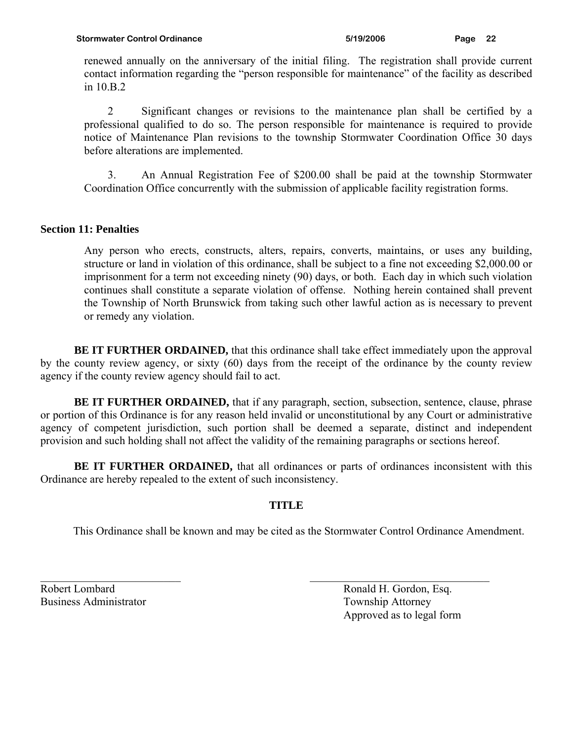renewed annually on the anniversary of the initial filing. The registration shall provide current contact information regarding the "person responsible for maintenance" of the facility as described in 10.B.2

2 Significant changes or revisions to the maintenance plan shall be certified by a professional qualified to do so. The person responsible for maintenance is required to provide notice of Maintenance Plan revisions to the township Stormwater Coordination Office 30 days before alterations are implemented.

3. An Annual Registration Fee of $200.00 shall be paid at the township Stormwater Coordination Office concurrently with the submission of applicable facility registration forms.

## Section 11: Penalties

Any person who erects, constructs, alters, repairs, converts, maintains, or uses any building, structure or land in violation of this ordinance, shall be subject to a fine not exceeding $2,000.00 or imprisonment for a term not exceeding ninety (90) days, or both. Each day in which such violation continues shall constitute a separate violation of offense. Nothing herein contained shall prevent the Township of North Brunswick from taking such other lawful action as is necessary to prevent or remedy any violation.

**BE IT FURTHER ORDAINED,** that this ordinance shall take effect immediately upon the approval by the county review agency, or sixty (60) days from the receipt of the ordinance by the county review agency if the county review agency should fail to act.

**BE IT FURTHER ORDAINED,** that if any paragraph, section, subsection, sentence, clause, phrase or portion of this Ordinance is for any reason held invalid or unconstitutional by any Court or administrative agency of competent jurisdiction, such portion shall be deemed a separate, distinct and independent provision and such holding shall not affect the validity of the remaining paragraphs or sections hereof.

**BE IT FURTHER ORDAINED,** that all ordinances or parts of ordinances inconsistent with this Ordinance are hereby repealed to the extent of such inconsistency.

## TITLE

This Ordinance shall be known and may be cited as the Stormwater Control Ordinance Amendment.

\_\_\_\_\_\_\_\_\_\_\_\_\_\_\_\_\_\_\_\_\_\_\_\_\_\_
Robert Lombard
Business Administrator

\_\_\_\_\_\_\_\_\_\_\_\_\_\_\_\_\_\_\_\_\_\_\_\_\_\_
Ronald H. Gordon, Esq.
Township Attorney
Approved as to legal form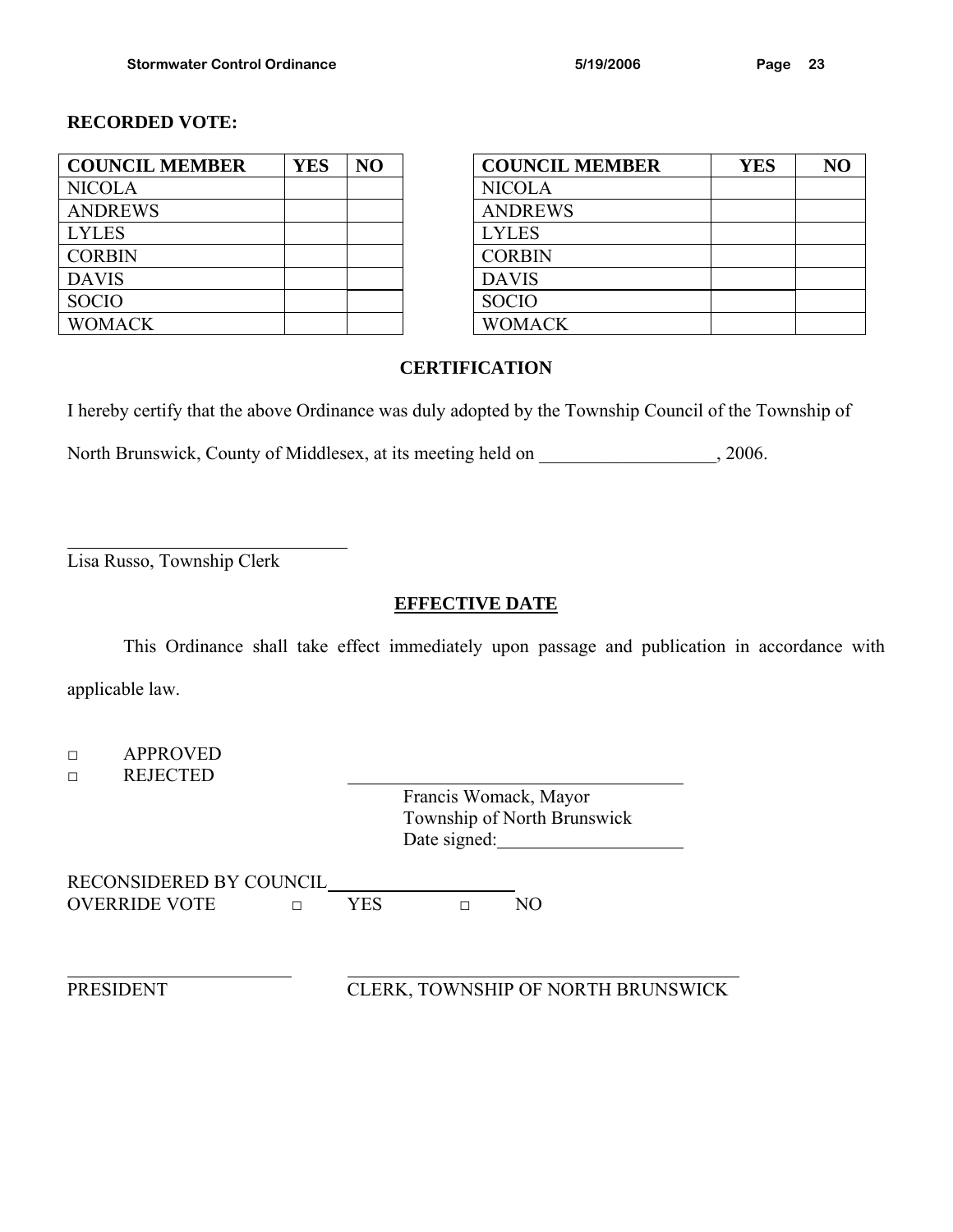**RECORDED VOTE:**

| COUNCIL MEMBER | YES | NO |
|---|---|---|
| NICOLA | | |
| ANDREWS | | |
| LYLES | | |
| CORBIN | | |
| DAVIS | | |
| SOCIO | | |
| WOMACK | | |

| COUNCIL MEMBER | YES | NO |
|---|---|---|
| NICOLA | | |
| ANDREWS | | |
| LYLES | | |
| CORBIN | | |
| DAVIS | | |
| SOCIO | | |
| WOMACK | | |

## CERTIFICATION

I hereby certify that the above Ordinance was duly adopted by the Township Council of the Township of North Brunswick, County of Middlesex, at its meeting held on ___________________, 2006.

_______________________________
Lisa Russo, Township Clerk

## EFFECTIVE DATE

This Ordinance shall take effect immediately upon passage and publication in accordance with applicable law.

□ APPROVED
□ REJECTED

_____________________________________
Francis Womack, Mayor
Township of North Brunswick
Date signed:____________________

RECONSIDERED BY COUNCIL_____________________
OVERRIDE VOTE □ YES □ NO

_________________________ _________________________________________
PRESIDENT CLERK, TOWNSHIP OF NORTH BRUNSWICK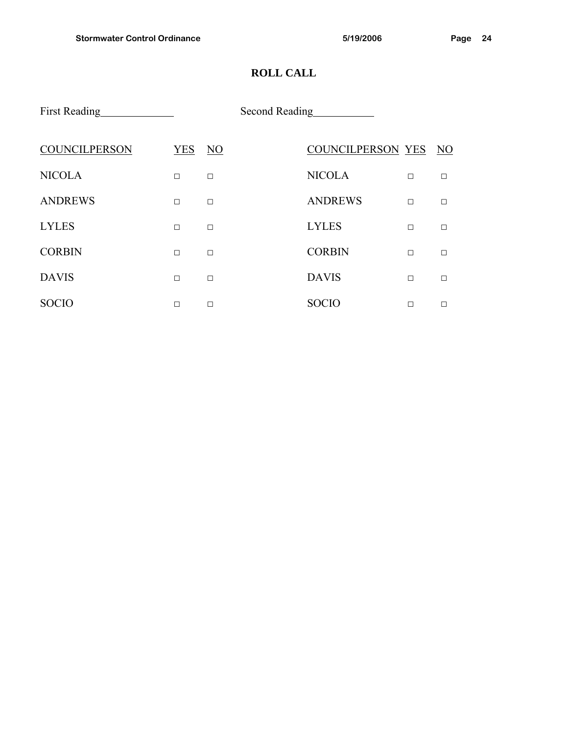## ROLL CALL

First Reading\_\_\_\_\_\_\_\_\_\_\_\_\_\_ Second Reading\_\_\_\_\_\_\_\_\_\_\_\_

| COUNCILPERSON | YES | NO | COUNCILPERSON | YES | NO |
|---|---|---|---|---|---|
| NICOLA | □ | □ | NICOLA | □ | □ |
| ANDREWS | □ | □ | ANDREWS | □ | □ |
| LYLES | □ | □ | LYLES | □ | □ |
| CORBIN | □ | □ | CORBIN | □ | □ |
| DAVIS | □ | □ | DAVIS | □ | □ |
| SOCIO | □ | □ | SOCIO | □ | □ |